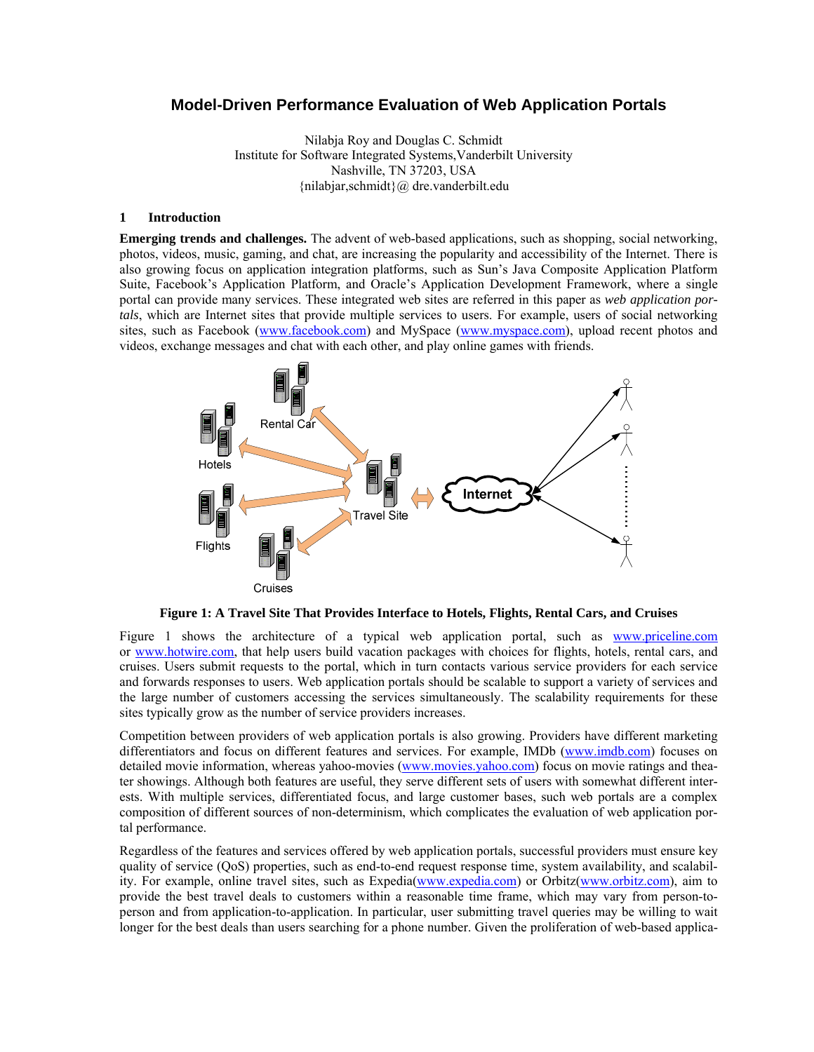# Model-Driven Performance Evaluation of Web Application Portals

Nilabja Roy and Douglas C. Schmidt
Institute for Software Integrated Systems, Vanderbilt University
Nashville, TN 37203, USA
{nilabjar,schmidt}@ dre.vanderbilt.edu

## 1 Introduction

**Emerging trends and challenges.** The advent of web-based applications, such as shopping, social networking, photos, videos, music, gaming, and chat, are increasing the popularity and accessibility of the Internet. There is also growing focus on application integration platforms, such as Sun's Java Composite Application Platform Suite, Facebook's Application Platform, and Oracle's Application Development Framework, where a single portal can provide many services. These integrated web sites are referred in this paper as *web application portals*, which are Internet sites that provide multiple services to users. For example, users of social networking sites, such as Facebook (www.facebook.com) and MySpace (www.myspace.com), upload recent photos and videos, exchange messages and chat with each other, and play online games with friends.

Rental Car
Hotels
Travel Site
Internet
Flights
Cruises

**Figure 1: A Travel Site That Provides Interface to Hotels, Flights, Rental Cars, and Cruises**

Figure 1 shows the architecture of a typical web application portal, such as www.priceline.com or www.hotwire.com, that help users build vacation packages with choices for flights, hotels, rental cars, and cruises. Users submit requests to the portal, which in turn contacts various service providers for each service and forwards responses to users. Web application portals should be scalable to support a variety of services and the large number of customers accessing the services simultaneously. The scalability requirements for these sites typically grow as the number of service providers increases.

Competition between providers of web application portals is also growing. Providers have different marketing differentiators and focus on different features and services. For example, IMDb (www.imdb.com) focuses on detailed movie information, whereas yahoo-movies (www.movies.yahoo.com) focus on movie ratings and theater showings. Although both features are useful, they serve different sets of users with somewhat different interests. With multiple services, differentiated focus, and large customer bases, such web portals are a complex composition of different sources of non-determinism, which complicates the evaluation of web application portal performance.

Regardless of the features and services offered by web application portals, successful providers must ensure key quality of service (QoS) properties, such as end-to-end request response time, system availability, and scalability. For example, online travel sites, such as Expedia(www.expedia.com) or Orbitz(www.orbitz.com), aim to provide the best travel deals to customers within a reasonable time frame, which may vary from person-to-person and from application-to-application. In particular, user submitting travel queries may be willing to wait longer for the best deals than users searching for a phone number. Given the proliferation of web-based applica-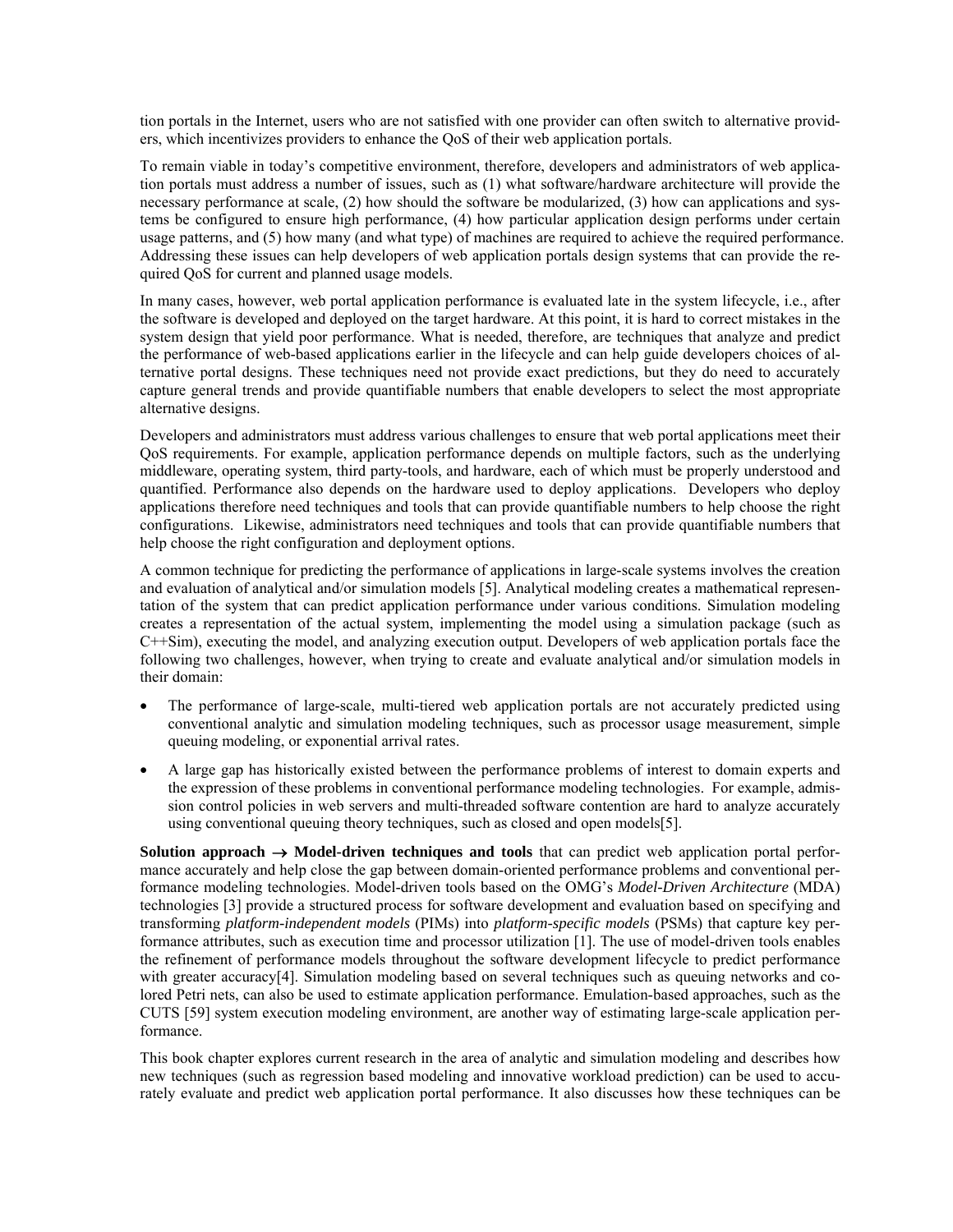tion portals in the Internet, users who are not satisfied with one provider can often switch to alternative providers, which incentivizes providers to enhance the QoS of their web application portals.

To remain viable in today's competitive environment, therefore, developers and administrators of web application portals must address a number of issues, such as (1) what software/hardware architecture will provide the necessary performance at scale, (2) how should the software be modularized, (3) how can applications and systems be configured to ensure high performance, (4) how particular application design performs under certain usage patterns, and (5) how many (and what type) of machines are required to achieve the required performance. Addressing these issues can help developers of web application portals design systems that can provide the required QoS for current and planned usage models.

In many cases, however, web portal application performance is evaluated late in the system lifecycle, i.e., after the software is developed and deployed on the target hardware. At this point, it is hard to correct mistakes in the system design that yield poor performance. What is needed, therefore, are techniques that analyze and predict the performance of web-based applications earlier in the lifecycle and can help guide developers choices of alternative portal designs. These techniques need not provide exact predictions, but they do need to accurately capture general trends and provide quantifiable numbers that enable developers to select the most appropriate alternative designs.

Developers and administrators must address various challenges to ensure that web portal applications meet their QoS requirements. For example, application performance depends on multiple factors, such as the underlying middleware, operating system, third party-tools, and hardware, each of which must be properly understood and quantified. Performance also depends on the hardware used to deploy applications. Developers who deploy applications therefore need techniques and tools that can provide quantifiable numbers to help choose the right configurations. Likewise, administrators need techniques and tools that can provide quantifiable numbers that help choose the right configuration and deployment options.

A common technique for predicting the performance of applications in large-scale systems involves the creation and evaluation of analytical and/or simulation models [5]. Analytical modeling creates a mathematical representation of the system that can predict application performance under various conditions. Simulation modeling creates a representation of the actual system, implementing the model using a simulation package (such as C++Sim), executing the model, and analyzing execution output. Developers of web application portals face the following two challenges, however, when trying to create and evaluate analytical and/or simulation models in their domain:

- The performance of large-scale, multi-tiered web application portals are not accurately predicted using conventional analytic and simulation modeling techniques, such as processor usage measurement, simple queuing modeling, or exponential arrival rates.
- A large gap has historically existed between the performance problems of interest to domain experts and the expression of these problems in conventional performance modeling technologies. For example, admission control policies in web servers and multi-threaded software contention are hard to analyze accurately using conventional queuing theory techniques, such as closed and open models[5].

**Solution approach → Model-driven techniques and tools** that can predict web application portal performance accurately and help close the gap between domain-oriented performance problems and conventional performance modeling technologies. Model-driven tools based on the OMG's *Model-Driven Architecture* (MDA) technologies [3] provide a structured process for software development and evaluation based on specifying and transforming *platform-independent models* (PIMs) into *platform-specific models* (PSMs) that capture key performance attributes, such as execution time and processor utilization [1]. The use of model-driven tools enables the refinement of performance models throughout the software development lifecycle to predict performance with greater accuracy[4]. Simulation modeling based on several techniques such as queuing networks and colored Petri nets, can also be used to estimate application performance. Emulation-based approaches, such as the CUTS [59] system execution modeling environment, are another way of estimating large-scale application performance.

This book chapter explores current research in the area of analytic and simulation modeling and describes how new techniques (such as regression based modeling and innovative workload prediction) can be used to accurately evaluate and predict web application portal performance. It also discusses how these techniques can be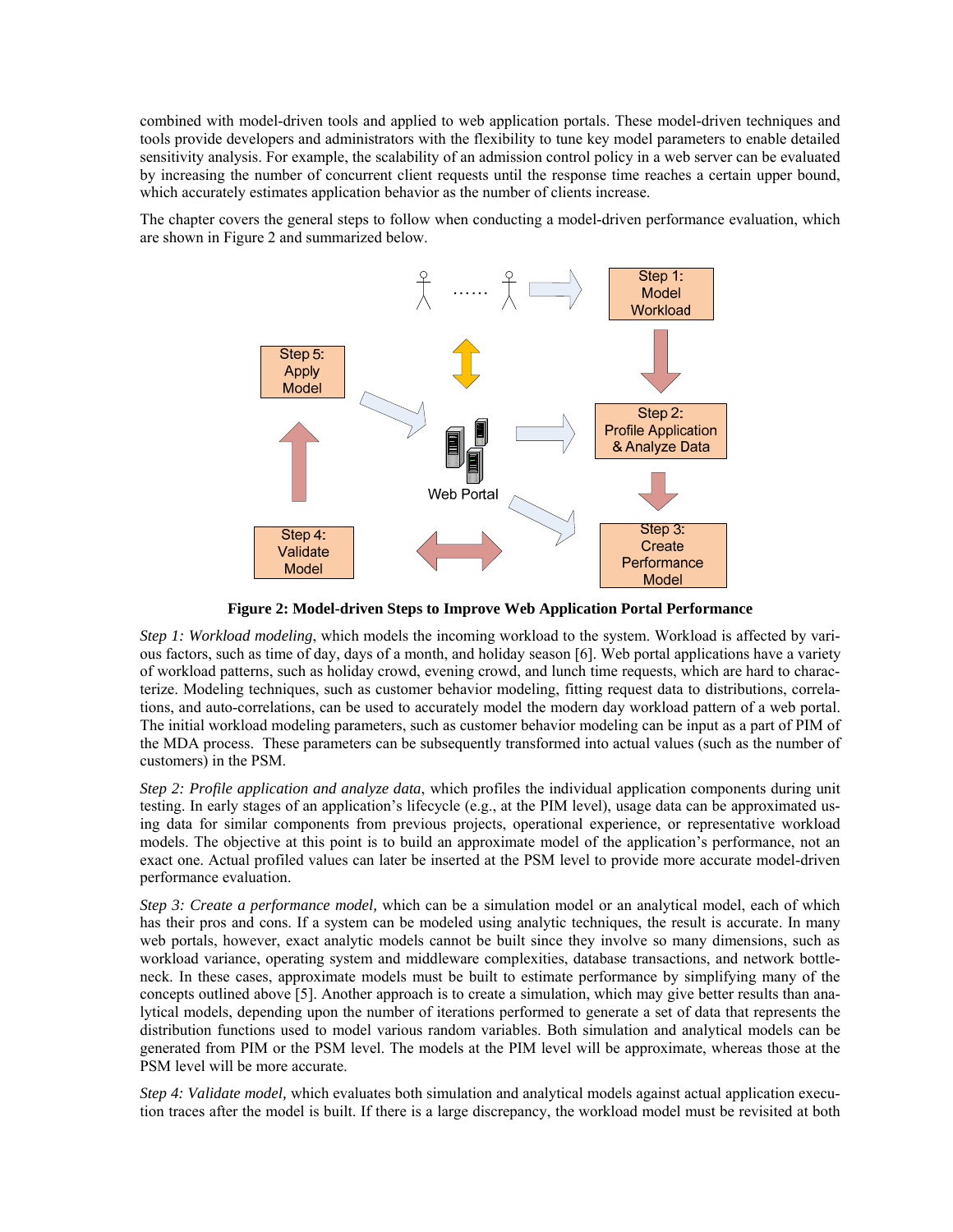combined with model-driven tools and applied to web application portals. These model-driven techniques and tools provide developers and administrators with the flexibility to tune key model parameters to enable detailed sensitivity analysis. For example, the scalability of an admission control policy in a web server can be evaluated by increasing the number of concurrent client requests until the response time reaches a certain upper bound, which accurately estimates application behavior as the number of clients increase.

The chapter covers the general steps to follow when conducting a model-driven performance evaluation, which are shown in Figure 2 and summarized below.

Step 1: Model Workload

Step 2: Profile Application & Analyze Data

Step 3: Create Performance Model

Step 4: Validate Model

Step 5: Apply Model

Web Portal

**Figure 2: Model-driven Steps to Improve Web Application Portal Performance**

*Step 1: Workload modeling*, which models the incoming workload to the system. Workload is affected by various factors, such as time of day, days of a month, and holiday season [6]. Web portal applications have a variety of workload patterns, such as holiday crowd, evening crowd, and lunch time requests, which are hard to characterize. Modeling techniques, such as customer behavior modeling, fitting request data to distributions, correlations, and auto-correlations, can be used to accurately model the modern day workload pattern of a web portal. The initial workload modeling parameters, such as customer behavior modeling can be input as a part of PIM of the MDA process. These parameters can be subsequently transformed into actual values (such as the number of customers) in the PSM.

*Step 2: Profile application and analyze data*, which profiles the individual application components during unit testing. In early stages of an application's lifecycle (e.g., at the PIM level), usage data can be approximated using data for similar components from previous projects, operational experience, or representative workload models. The objective at this point is to build an approximate model of the application's performance, not an exact one. Actual profiled values can later be inserted at the PSM level to provide more accurate model-driven performance evaluation.

*Step 3: Create a performance model,* which can be a simulation model or an analytical model, each of which has their pros and cons. If a system can be modeled using analytic techniques, the result is accurate. In many web portals, however, exact analytic models cannot be built since they involve so many dimensions, such as workload variance, operating system and middleware complexities, database transactions, and network bottleneck. In these cases, approximate models must be built to estimate performance by simplifying many of the concepts outlined above [5]. Another approach is to create a simulation, which may give better results than analytical models, depending upon the number of iterations performed to generate a set of data that represents the distribution functions used to model various random variables. Both simulation and analytical models can be generated from PIM or the PSM level. The models at the PIM level will be approximate, whereas those at the PSM level will be more accurate.

*Step 4: Validate model,* which evaluates both simulation and analytical models against actual application execution traces after the model is built. If there is a large discrepancy, the workload model must be revisited at both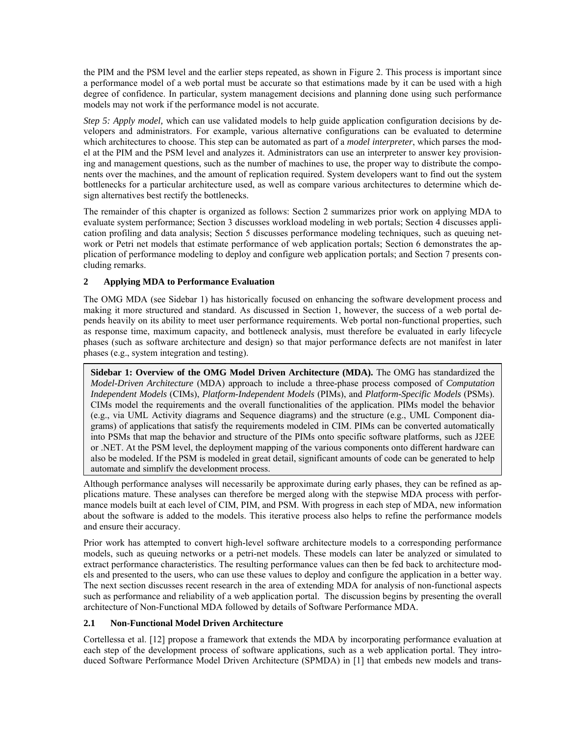the PIM and the PSM level and the earlier steps repeated, as shown in Figure 2. This process is important since a performance model of a web portal must be accurate so that estimations made by it can be used with a high degree of confidence. In particular, system management decisions and planning done using such performance models may not work if the performance model is not accurate.

*Step 5: Apply model,* which can use validated models to help guide application configuration decisions by developers and administrators. For example, various alternative configurations can be evaluated to determine which architectures to choose. This step can be automated as part of a *model interpreter*, which parses the model at the PIM and the PSM level and analyzes it. Administrators can use an interpreter to answer key provisioning and management questions, such as the number of machines to use, the proper way to distribute the components over the machines, and the amount of replication required. System developers want to find out the system bottlenecks for a particular architecture used, as well as compare various architectures to determine which design alternatives best rectify the bottlenecks.

The remainder of this chapter is organized as follows: Section 2 summarizes prior work on applying MDA to evaluate system performance; Section 3 discusses workload modeling in web portals; Section 4 discusses application profiling and data analysis; Section 5 discusses performance modeling techniques, such as queuing network or Petri net models that estimate performance of web application portals; Section 6 demonstrates the application of performance modeling to deploy and configure web application portals; and Section 7 presents concluding remarks.

## 2 Applying MDA to Performance Evaluation

The OMG MDA (see Sidebar 1) has historically focused on enhancing the software development process and making it more structured and standard. As discussed in Section 1, however, the success of a web portal depends heavily on its ability to meet user performance requirements. Web portal non-functional properties, such as response time, maximum capacity, and bottleneck analysis, must therefore be evaluated in early lifecycle phases (such as software architecture and design) so that major performance defects are not manifest in later phases (e.g., system integration and testing).

**Sidebar 1: Overview of the OMG Model Driven Architecture (MDA).** The OMG has standardized the *Model-Driven Architecture* (MDA) approach to include a three-phase process composed of *Computation Independent Models* (CIMs), *Platform-Independent Models* (PIMs), and *Platform-Specific Models* (PSMs). CIMs model the requirements and the overall functionalities of the application. PIMs model the behavior (e.g., via UML Activity diagrams and Sequence diagrams) and the structure (e.g., UML Component diagrams) of applications that satisfy the requirements modeled in CIM. PIMs can be converted automatically into PSMs that map the behavior and structure of the PIMs onto specific software platforms, such as J2EE or .NET. At the PSM level, the deployment mapping of the various components onto different hardware can also be modeled. If the PSM is modeled in great detail, significant amounts of code can be generated to help automate and simplify the development process.

Although performance analyses will necessarily be approximate during early phases, they can be refined as applications mature. These analyses can therefore be merged along with the stepwise MDA process with performance models built at each level of CIM, PIM, and PSM. With progress in each step of MDA, new information about the software is added to the models. This iterative process also helps to refine the performance models and ensure their accuracy.

Prior work has attempted to convert high-level software architecture models to a corresponding performance models, such as queuing networks or a petri-net models. These models can later be analyzed or simulated to extract performance characteristics. The resulting performance values can then be fed back to architecture models and presented to the users, who can use these values to deploy and configure the application in a better way. The next section discusses recent research in the area of extending MDA for analysis of non-functional aspects such as performance and reliability of a web application portal. The discussion begins by presenting the overall architecture of Non-Functional MDA followed by details of Software Performance MDA.

### 2.1 Non-Functional Model Driven Architecture

Cortellessa et al. [12] propose a framework that extends the MDA by incorporating performance evaluation at each step of the development process of software applications, such as a web application portal. They introduced Software Performance Model Driven Architecture (SPMDA) in [1] that embeds new models and trans-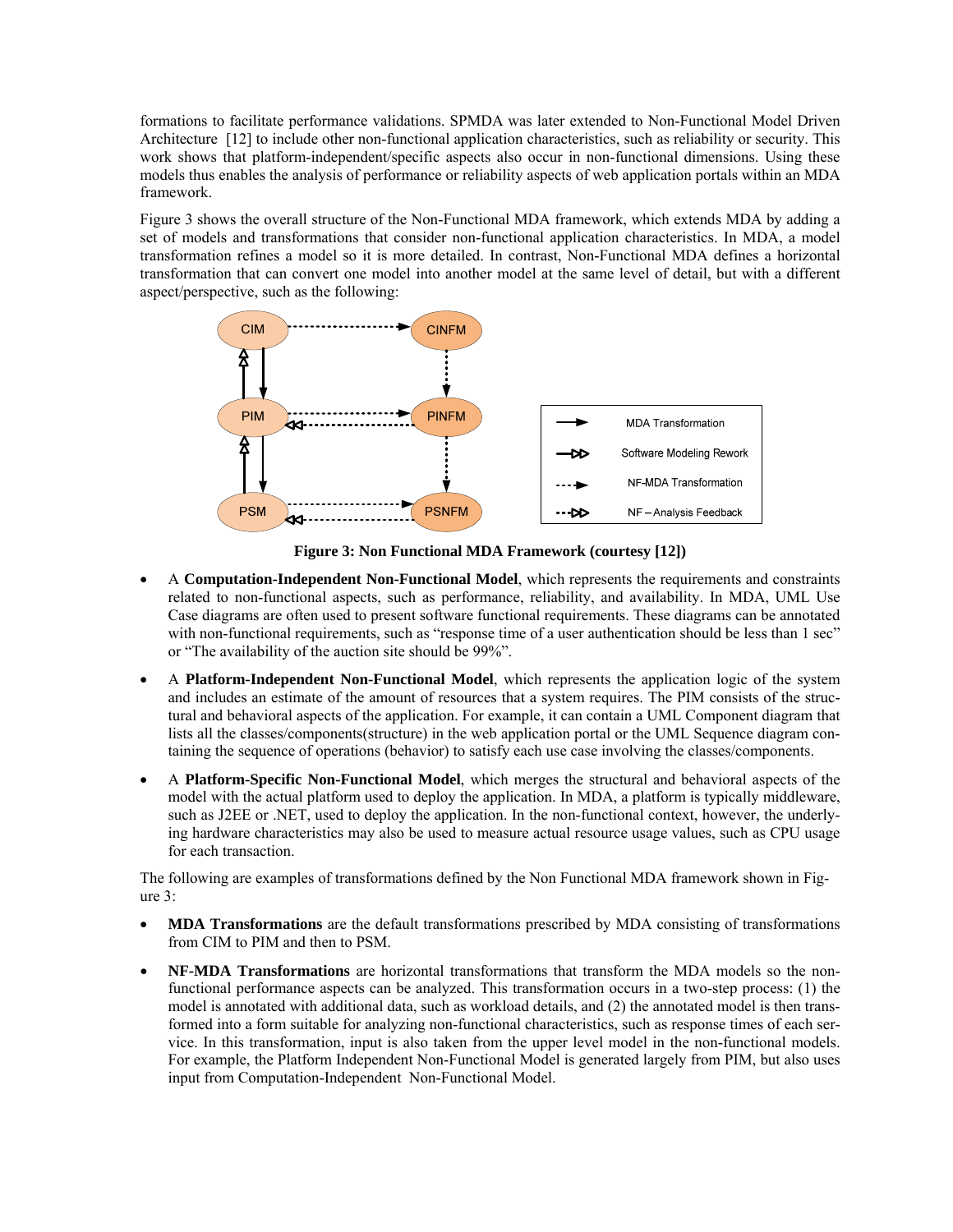formations to facilitate performance validations. SPMDA was later extended to Non-Functional Model Driven Architecture [12] to include other non-functional application characteristics, such as reliability or security. This work shows that platform-independent/specific aspects also occur in non-functional dimensions. Using these models thus enables the analysis of performance or reliability aspects of web application portals within an MDA framework.

Figure 3 shows the overall structure of the Non-Functional MDA framework, which extends MDA by adding a set of models and transformations that consider non-functional application characteristics. In MDA, a model transformation refines a model so it is more detailed. In contrast, Non-Functional MDA defines a horizontal transformation that can convert one model into another model at the same level of detail, but with a different aspect/perspective, such as the following:

CIM
CINFM
PIM
PINFM
PSM
PSNFM
MDA Transformation
Software Modeling Rework
NF-MDA Transformation
NF – Analysis Feedback

**Figure 3: Non Functional MDA Framework (courtesy [12])**

- A **Computation-Independent Non-Functional Model**, which represents the requirements and constraints related to non-functional aspects, such as performance, reliability, and availability. In MDA, UML Use Case diagrams are often used to present software functional requirements. These diagrams can be annotated with non-functional requirements, such as "response time of a user authentication should be less than 1 sec" or "The availability of the auction site should be 99%".
- A **Platform-Independent Non-Functional Model**, which represents the application logic of the system and includes an estimate of the amount of resources that a system requires. The PIM consists of the structural and behavioral aspects of the application. For example, it can contain a UML Component diagram that lists all the classes/components(structure) in the web application portal or the UML Sequence diagram containing the sequence of operations (behavior) to satisfy each use case involving the classes/components.
- A **Platform-Specific Non-Functional Model**, which merges the structural and behavioral aspects of the model with the actual platform used to deploy the application. In MDA, a platform is typically middleware, such as J2EE or .NET, used to deploy the application. In the non-functional context, however, the underlying hardware characteristics may also be used to measure actual resource usage values, such as CPU usage for each transaction.

The following are examples of transformations defined by the Non Functional MDA framework shown in Figure 3:

- **MDA Transformations** are the default transformations prescribed by MDA consisting of transformations from CIM to PIM and then to PSM.
- **NF-MDA Transformations** are horizontal transformations that transform the MDA models so the non-functional performance aspects can be analyzed. This transformation occurs in a two-step process: (1) the model is annotated with additional data, such as workload details, and (2) the annotated model is then transformed into a form suitable for analyzing non-functional characteristics, such as response times of each service. In this transformation, input is also taken from the upper level model in the non-functional models. For example, the Platform Independent Non-Functional Model is generated largely from PIM, but also uses input from Computation-Independent Non-Functional Model.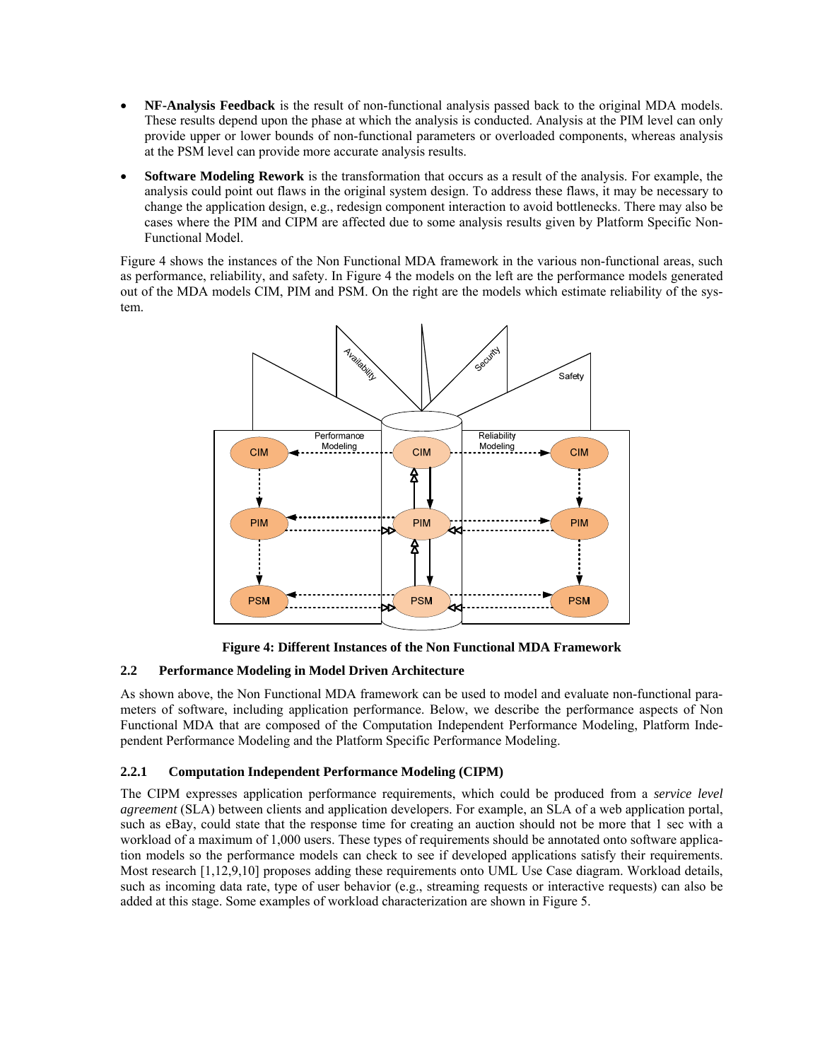- **NF-Analysis Feedback** is the result of non-functional analysis passed back to the original MDA models. These results depend upon the phase at which the analysis is conducted. Analysis at the PIM level can only provide upper or lower bounds of non-functional parameters or overloaded components, whereas analysis at the PSM level can provide more accurate analysis results.
- **Software Modeling Rework** is the transformation that occurs as a result of the analysis. For example, the analysis could point out flaws in the original system design. To address these flaws, it may be necessary to change the application design, e.g., redesign component interaction to avoid bottlenecks. There may also be cases where the PIM and CIPM are affected due to some analysis results given by Platform Specific Non-Functional Model.

Figure 4 shows the instances of the Non Functional MDA framework in the various non-functional areas, such as performance, reliability, and safety. In Figure 4 the models on the left are the performance models generated out of the MDA models CIM, PIM and PSM. On the right are the models which estimate reliability of the system.

Availability
Security
Safety
Performance Modeling
Reliability Modeling
CIM
CIM
CIM
PIM
PIM
PIM
PSM
PSM
PSM

**Figure 4: Different Instances of the Non Functional MDA Framework**

### 2.2 Performance Modeling in Model Driven Architecture

As shown above, the Non Functional MDA framework can be used to model and evaluate non-functional parameters of software, including application performance. Below, we describe the performance aspects of Non Functional MDA that are composed of the Computation Independent Performance Modeling, Platform Independent Performance Modeling and the Platform Specific Performance Modeling.

#### 2.2.1 Computation Independent Performance Modeling (CIPM)

The CIPM expresses application performance requirements, which could be produced from a *service level agreement* (SLA) between clients and application developers. For example, an SLA of a web application portal, such as eBay, could state that the response time for creating an auction should not be more that 1 sec with a workload of a maximum of 1,000 users. These types of requirements should be annotated onto software application models so the performance models can check to see if developed applications satisfy their requirements. Most research [1,12,9,10] proposes adding these requirements onto UML Use Case diagram. Workload details, such as incoming data rate, type of user behavior (e.g., streaming requests or interactive requests) can also be added at this stage. Some examples of workload characterization are shown in Figure 5.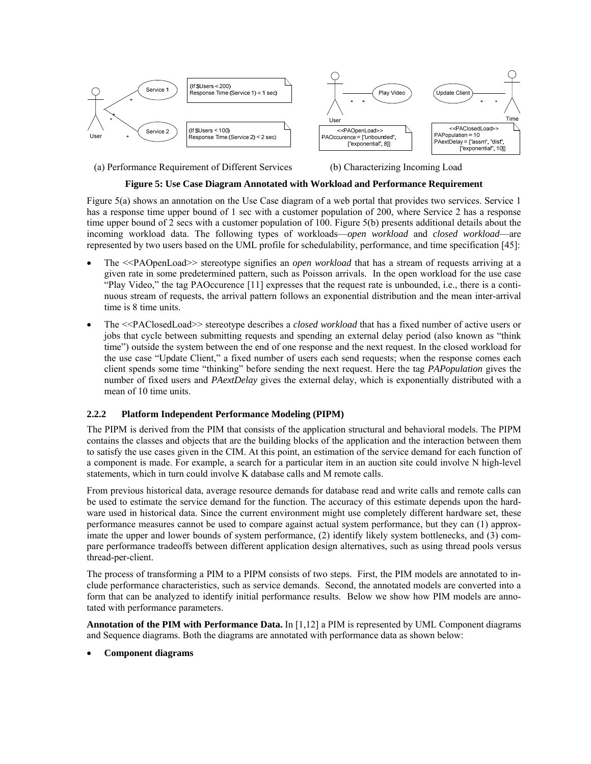(If $Users < 200)
Response Time (Service 1) < 1 sec

(If $Users < 100)
Response Time (Service 2) < 2 sec

<<PAOpenLoad>>
PAOccurence = ['unbounded', ['exponential', 8]]

<<PAClosedLoad>>
PAPopulation = 10
PAextDelay = ['assm', 'dist', ['exponential', 10]]

(a) Performance Requirement of Different Services

(b) Characterizing Incoming Load

**Figure 5: Use Case Diagram Annotated with Workload and Performance Requirement**

Figure 5(a) shows an annotation on the Use Case diagram of a web portal that provides two services. Service 1 has a response time upper bound of 1 sec with a customer population of 200, where Service 2 has a response time upper bound of 2 secs with a customer population of 100. Figure 5(b) presents additional details about the incoming workload data. The following types of workloads—*open workload* and *closed workload*—are represented by two users based on the UML profile for schedulability, performance, and time specification [45]:

- The <<PAOpenLoad>> stereotype signifies an *open workload* that has a stream of requests arriving at a given rate in some predetermined pattern, such as Poisson arrivals. In the open workload for the use case "Play Video," the tag PAOccurence [11] expresses that the request rate is unbounded, i.e., there is a continuous stream of requests, the arrival pattern follows an exponential distribution and the mean inter-arrival time is 8 time units.
- The <<PAClosedLoad>> stereotype describes a *closed workload* that has a fixed number of active users or jobs that cycle between submitting requests and spending an external delay period (also known as "think time") outside the system between the end of one response and the next request. In the closed workload for the use case "Update Client," a fixed number of users each send requests; when the response comes each client spends some time "thinking" before sending the next request. Here the tag *PAPopulation* gives the number of fixed users and *PAextDelay* gives the external delay, which is exponentially distributed with a mean of 10 time units.

### 2.2.2 Platform Independent Performance Modeling (PIPM)

The PIPM is derived from the PIM that consists of the application structural and behavioral models. The PIPM contains the classes and objects that are the building blocks of the application and the interaction between them to satisfy the use cases given in the CIM. At this point, an estimation of the service demand for each function of a component is made. For example, a search for a particular item in an auction site could involve N high-level statements, which in turn could involve K database calls and M remote calls.

From previous historical data, average resource demands for database read and write calls and remote calls can be used to estimate the service demand for the function. The accuracy of this estimate depends upon the hardware used in historical data. Since the current environment might use completely different hardware set, these performance measures cannot be used to compare against actual system performance, but they can (1) approximate the upper and lower bounds of system performance, (2) identify likely system bottlenecks, and (3) compare performance tradeoffs between different application design alternatives, such as using thread pools versus thread-per-client.

The process of transforming a PIM to a PIPM consists of two steps. First, the PIM models are annotated to include performance characteristics, such as service demands. Second, the annotated models are converted into a form that can be analyzed to identify initial performance results. Below we show how PIM models are annotated with performance parameters.

**Annotation of the PIM with Performance Data.** In [1,12] a PIM is represented by UML Component diagrams and Sequence diagrams. Both the diagrams are annotated with performance data as shown below:

- **Component diagrams**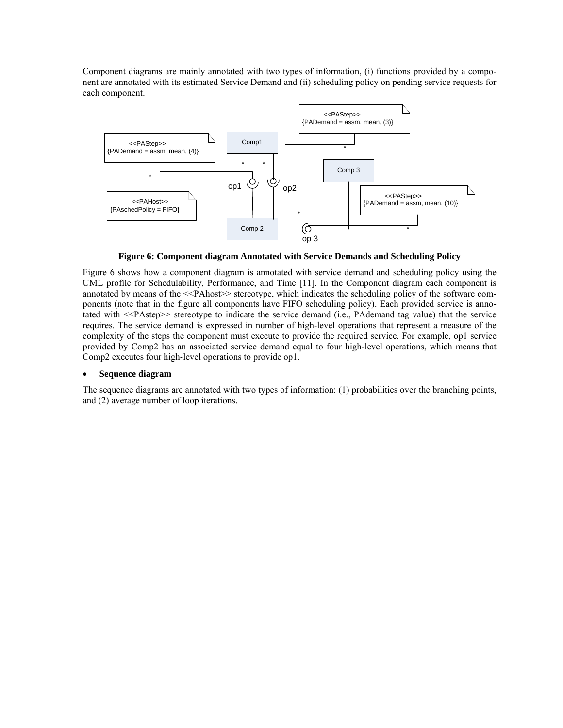Component diagrams are mainly annotated with two types of information, (i) functions provided by a component are annotated with its estimated Service Demand and (ii) scheduling policy on pending service requests for each component.

<<PAStep>>
{PADemand = assm, mean, (3)}

<<PAStep>>
{PADemand = assm, mean, (4)}

Comp1

Comp 3

op1

op2

<<PAHost>>
{PAschedPolicy = FIFO}

<<PAStep>>
{PADemand = assm, mean, (10)}

Comp 2

op 3

**Figure 6: Component diagram Annotated with Service Demands and Scheduling Policy**

Figure 6 shows how a component diagram is annotated with service demand and scheduling policy using the UML profile for Schedulability, Performance, and Time [11]. In the Component diagram each component is annotated by means of the <<PAhost>> stereotype, which indicates the scheduling policy of the software components (note that in the figure all components have FIFO scheduling policy). Each provided service is annotated with <<PAstep>> stereotype to indicate the service demand (i.e., PAdemand tag value) that the service requires. The service demand is expressed in number of high-level operations that represent a measure of the complexity of the steps the component must execute to provide the required service. For example, op1 service provided by Comp2 has an associated service demand equal to four high-level operations, which means that Comp2 executes four high-level operations to provide op1.

- **Sequence diagram**

The sequence diagrams are annotated with two types of information: (1) probabilities over the branching points, and (2) average number of loop iterations.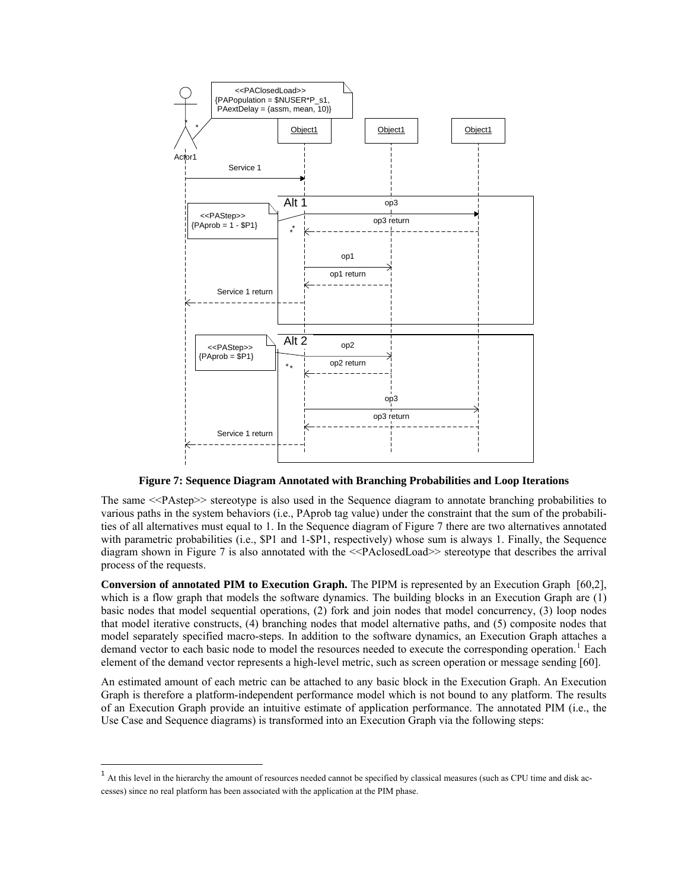<<PAClosedLoad>>
{PAPopulation = $NUSER*P_s1,
PAextDelay = (assm, mean, 10)}

Actor1

Object1

Object1

Object1

Service 1

Alt 1

<<PAStep>>
{PAprob = 1 - $P1}

op3

op3 return

op1

op1 return

Service 1 return

Alt 2

<<PAStep>>
{PAprob = $P1}

op2

op2 return

op3

op3 return

Service 1 return

**Figure 7: Sequence Diagram Annotated with Branching Probabilities and Loop Iterations**

The same <<PAstep>> stereotype is also used in the Sequence diagram to annotate branching probabilities to various paths in the system behaviors (i.e., PAprob tag value) under the constraint that the sum of the probabilities of all alternatives must equal to 1. In the Sequence diagram of Figure 7 there are two alternatives annotated with parametric probabilities (i.e., $P1 and 1-$P1, respectively) whose sum is always 1. Finally, the Sequence diagram shown in Figure 7 is also annotated with the <<PAclosedLoad>> stereotype that describes the arrival process of the requests.

**Conversion of annotated PIM to Execution Graph.** The PIPM is represented by an Execution Graph [60,2], which is a flow graph that models the software dynamics. The building blocks in an Execution Graph are (1) basic nodes that model sequential operations, (2) fork and join nodes that model concurrency, (3) loop nodes that model iterative constructs, (4) branching nodes that model alternative paths, and (5) composite nodes that model separately specified macro-steps. In addition to the software dynamics, an Execution Graph attaches a demand vector to each basic node to model the resources needed to execute the corresponding operation.[1] Each element of the demand vector represents a high-level metric, such as screen operation or message sending [60].

An estimated amount of each metric can be attached to any basic block in the Execution Graph. An Execution Graph is therefore a platform-independent performance model which is not bound to any platform. The results of an Execution Graph provide an intuitive estimate of application performance. The annotated PIM (i.e., the Use Case and Sequence diagrams) is transformed into an Execution Graph via the following steps:

[1] At this level in the hierarchy the amount of resources needed cannot be specified by classical measures (such as CPU time and disk accesses) since no real platform has been associated with the application at the PIM phase.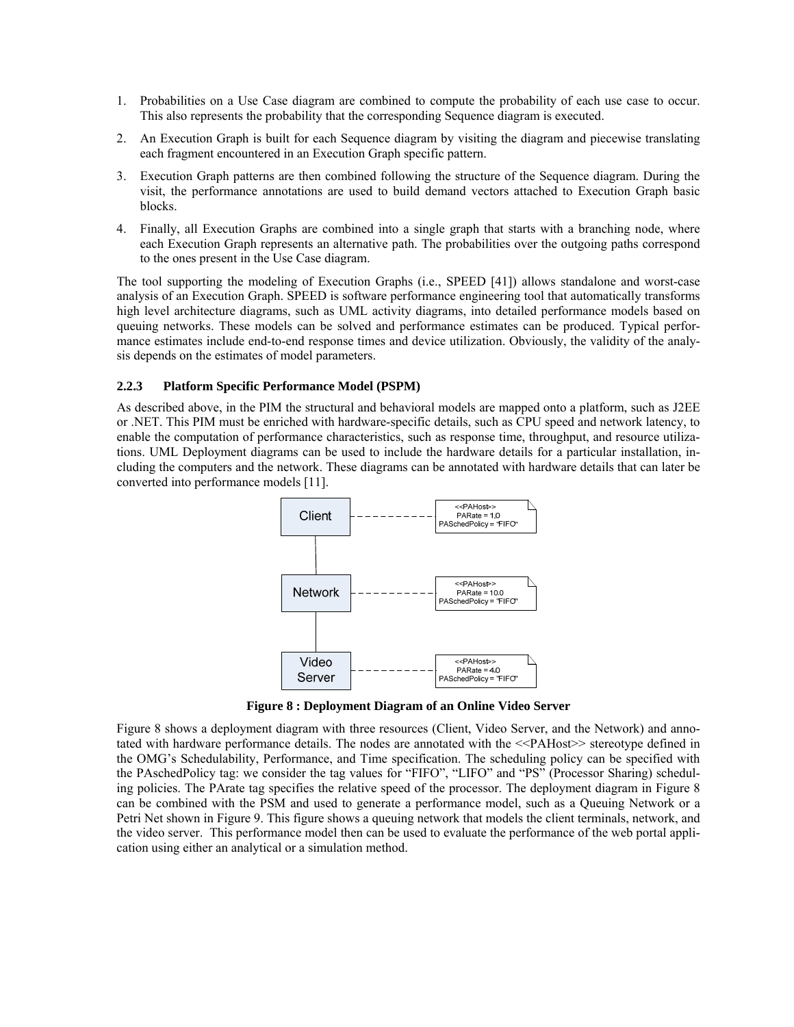1. Probabilities on a Use Case diagram are combined to compute the probability of each use case to occur. This also represents the probability that the corresponding Sequence diagram is executed.
2. An Execution Graph is built for each Sequence diagram by visiting the diagram and piecewise translating each fragment encountered in an Execution Graph specific pattern.
3. Execution Graph patterns are then combined following the structure of the Sequence diagram. During the visit, the performance annotations are used to build demand vectors attached to Execution Graph basic blocks.
4. Finally, all Execution Graphs are combined into a single graph that starts with a branching node, where each Execution Graph represents an alternative path. The probabilities over the outgoing paths correspond to the ones present in the Use Case diagram.

The tool supporting the modeling of Execution Graphs (i.e., SPEED [41]) allows standalone and worst-case analysis of an Execution Graph. SPEED is software performance engineering tool that automatically transforms high level architecture diagrams, such as UML activity diagrams, into detailed performance models based on queuing networks. These models can be solved and performance estimates can be produced. Typical performance estimates include end-to-end response times and device utilization. Obviously, the validity of the analysis depends on the estimates of model parameters.

### 2.2.3 Platform Specific Performance Model (PSPM)

As described above, in the PIM the structural and behavioral models are mapped onto a platform, such as J2EE or .NET. This PIM must be enriched with hardware-specific details, such as CPU speed and network latency, to enable the computation of performance characteristics, such as response time, throughput, and resource utilizations. UML Deployment diagrams can be used to include the hardware details for a particular installation, including the computers and the network. These diagrams can be annotated with hardware details that can later be converted into performance models [11].

Client
<<PAHost>>
PARate = 1.0
PASchedPolicy = 'FIFO'

Network
<<PAHost>>
PARate = 10.0
PASchedPolicy = 'FIFO'

Video Server
<<PAHost>>
PARate = 4.0
PASchedPolicy = 'FIFO'

**Figure 8 : Deployment Diagram of an Online Video Server**

Figure 8 shows a deployment diagram with three resources (Client, Video Server, and the Network) and annotated with hardware performance details. The nodes are annotated with the <<PAHost>> stereotype defined in the OMG's Schedulability, Performance, and Time specification. The scheduling policy can be specified with the PAschedPolicy tag: we consider the tag values for "FIFO", "LIFO" and "PS" (Processor Sharing) scheduling policies. The PArate tag specifies the relative speed of the processor. The deployment diagram in Figure 8 can be combined with the PSM and used to generate a performance model, such as a Queuing Network or a Petri Net shown in Figure 9. This figure shows a queuing network that models the client terminals, network, and the video server. This performance model then can be used to evaluate the performance of the web portal application using either an analytical or a simulation method.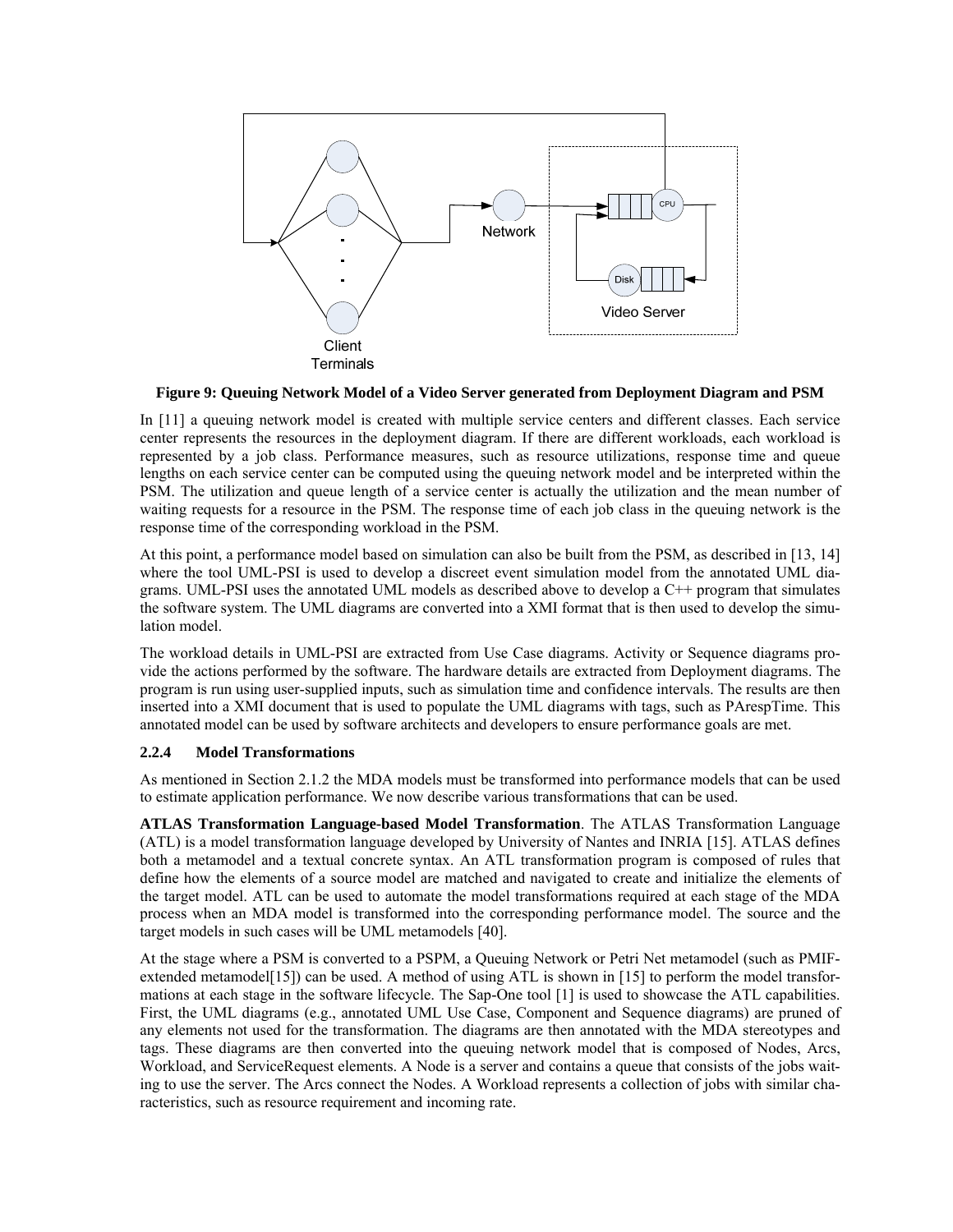Network

CPU

Disk

Video Server

Client Terminals

**Figure 9: Queuing Network Model of a Video Server generated from Deployment Diagram and PSM**

In [11] a queuing network model is created with multiple service centers and different classes. Each service center represents the resources in the deployment diagram. If there are different workloads, each workload is represented by a job class. Performance measures, such as resource utilizations, response time and queue lengths on each service center can be computed using the queuing network model and be interpreted within the PSM. The utilization and queue length of a service center is actually the utilization and the mean number of waiting requests for a resource in the PSM. The response time of each job class in the queuing network is the response time of the corresponding workload in the PSM.

At this point, a performance model based on simulation can also be built from the PSM, as described in [13, 14] where the tool UML-PSI is used to develop a discreet event simulation model from the annotated UML diagrams. UML-PSI uses the annotated UML models as described above to develop a C++ program that simulates the software system. The UML diagrams are converted into a XMI format that is then used to develop the simulation model.

The workload details in UML-PSI are extracted from Use Case diagrams. Activity or Sequence diagrams provide the actions performed by the software. The hardware details are extracted from Deployment diagrams. The program is run using user-supplied inputs, such as simulation time and confidence intervals. The results are then inserted into a XMI document that is used to populate the UML diagrams with tags, such as PArespTime. This annotated model can be used by software architects and developers to ensure performance goals are met.

### 2.2.4 Model Transformations

As mentioned in Section 2.1.2 the MDA models must be transformed into performance models that can be used to estimate application performance. We now describe various transformations that can be used.

**ATLAS Transformation Language-based Model Transformation**. The ATLAS Transformation Language (ATL) is a model transformation language developed by University of Nantes and INRIA [15]. ATLAS defines both a metamodel and a textual concrete syntax. An ATL transformation program is composed of rules that define how the elements of a source model are matched and navigated to create and initialize the elements of the target model. ATL can be used to automate the model transformations required at each stage of the MDA process when an MDA model is transformed into the corresponding performance model. The source and the target models in such cases will be UML metamodels [40].

At the stage where a PSM is converted to a PSPM, a Queuing Network or Petri Net metamodel (such as PMIF-extended metamodel[15]) can be used. A method of using ATL is shown in [15] to perform the model transformations at each stage in the software lifecycle. The Sap-One tool [1] is used to showcase the ATL capabilities. First, the UML diagrams (e.g., annotated UML Use Case, Component and Sequence diagrams) are pruned of any elements not used for the transformation. The diagrams are then annotated with the MDA stereotypes and tags. These diagrams are then converted into the queuing network model that is composed of Nodes, Arcs, Workload, and ServiceRequest elements. A Node is a server and contains a queue that consists of the jobs waiting to use the server. The Arcs connect the Nodes. A Workload represents a collection of jobs with similar characteristics, such as resource requirement and incoming rate.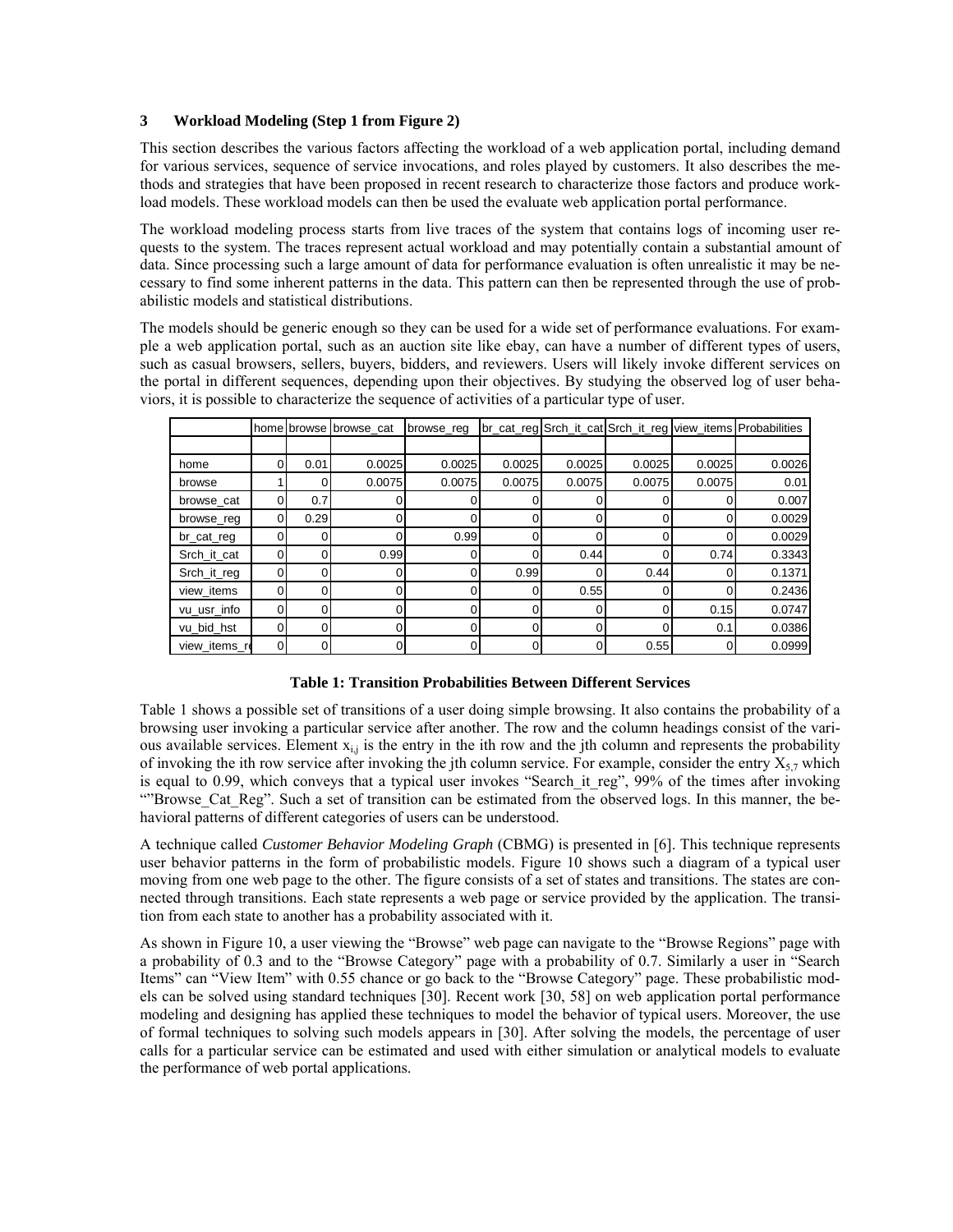### 3 Workload Modeling (Step 1 from Figure 2)

This section describes the various factors affecting the workload of a web application portal, including demand for various services, sequence of service invocations, and roles played by customers. It also describes the methods and strategies that have been proposed in recent research to characterize those factors and produce workload models. These workload models can then be used the evaluate web application portal performance.

The workload modeling process starts from live traces of the system that contains logs of incoming user requests to the system. The traces represent actual workload and may potentially contain a substantial amount of data. Since processing such a large amount of data for performance evaluation is often unrealistic it may be necessary to find some inherent patterns in the data. This pattern can then be represented through the use of probabilistic models and statistical distributions.

The models should be generic enough so they can be used for a wide set of performance evaluations. For example a web application portal, such as an auction site like ebay, can have a number of different types of users, such as casual browsers, sellers, buyers, bidders, and reviewers. Users will likely invoke different services on the portal in different sequences, depending upon their objectives. By studying the observed log of user behaviors, it is possible to characterize the sequence of activities of a particular type of user.

| | home | browse | browse_cat | browse_reg | br_cat_reg | Srch_it_cat | Srch_it_reg | view_items | Probabilities |
|---|---|---|---|---|---|---|---|---|---|
| home | 0 | 0.01 | 0.0025 | 0.0025 | 0.0025 | 0.0025 | 0.0025 | 0.0025 | 0.0026 |
| browse | 1 | 0 | 0.0075 | 0.0075 | 0.0075 | 0.0075 | 0.0075 | 0.0075 | 0.01 |
| browse_cat | 0 | 0.7 | 0 | 0 | 0 | 0 | 0 | 0 | 0.007 |
| browse_reg | 0 | 0.29 | 0 | 0 | 0 | 0 | 0 | 0 | 0.0029 |
| br_cat_reg | 0 | 0 | 0 | 0.99 | 0 | 0 | 0 | 0 | 0.0029 |
| Srch_it_cat | 0 | 0 | 0.99 | 0 | 0 | 0.44 | 0 | 0.74 | 0.3343 |
| Srch_it_reg | 0 | 0 | 0 | 0 | 0.99 | 0 | 0.44 | 0 | 0.1371 |
| view_items | 0 | 0 | 0 | 0 | 0 | 0.55 | 0 | 0 | 0.2436 |
| vu_usr_info | 0 | 0 | 0 | 0 | 0 | 0 | 0 | 0.15 | 0.0747 |
| vu_bid_hst | 0 | 0 | 0 | 0 | 0 | 0 | 0 | 0.1 | 0.0386 |
| view_items_r | 0 | 0 | 0 | 0 | 0 | 0 | 0.55 | 0 | 0.0999 |

**Table 1: Transition Probabilities Between Different Services**

Table 1 shows a possible set of transitions of a user doing simple browsing. It also contains the probability of a browsing user invoking a particular service after another. The row and the column headings consist of the various available services. Element $x_{i,j}$ is the entry in the ith row and the jth column and represents the probability of invoking the ith row service after invoking the jth column service. For example, consider the entry $X_{5,7}$ which is equal to 0.99, which conveys that a typical user invokes "Search_it_reg", 99% of the times after invoking ""Browse_Cat_Reg". Such a set of transition can be estimated from the observed logs. In this manner, the behavioral patterns of different categories of users can be understood.

A technique called *Customer Behavior Modeling Graph* (CBMG) is presented in [6]. This technique represents user behavior patterns in the form of probabilistic models. Figure 10 shows such a diagram of a typical user moving from one web page to the other. The figure consists of a set of states and transitions. The states are connected through transitions. Each state represents a web page or service provided by the application. The transition from each state to another has a probability associated with it.

As shown in Figure 10, a user viewing the "Browse" web page can navigate to the "Browse Regions" page with a probability of 0.3 and to the "Browse Category" page with a probability of 0.7. Similarly a user in "Search Items" can "View Item" with 0.55 chance or go back to the "Browse Category" page. These probabilistic models can be solved using standard techniques [30]. Recent work [30, 58] on web application portal performance modeling and designing has applied these techniques to model the behavior of typical users. Moreover, the use of formal techniques to solving such models appears in [30]. After solving the models, the percentage of user calls for a particular service can be estimated and used with either simulation or analytical models to evaluate the performance of web portal applications.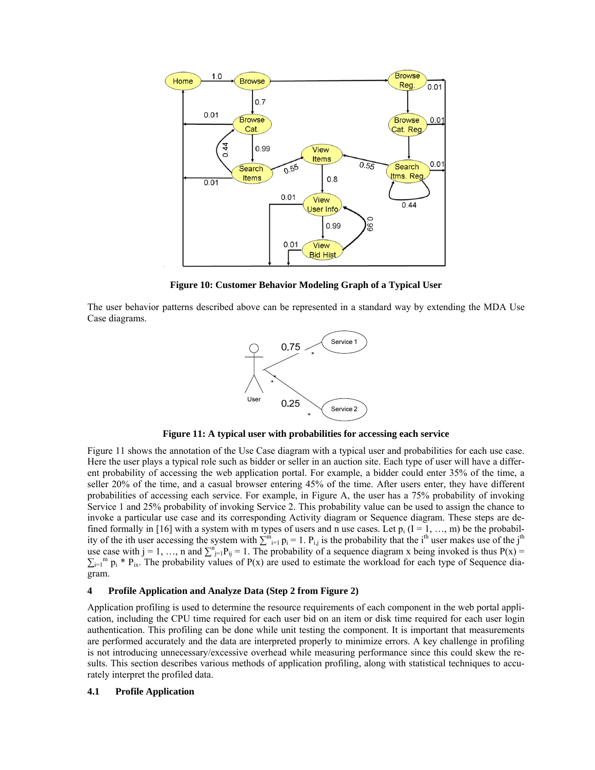Home

1.0

Browse

Browse Reg.

0.01

0.7

0.01

Browse Cat.

Browse Cat. Reg.

0.01

0.44

0.99

View Items

Search Items

0.55

0.55

Search Itms. Reg.

0.01

0.01

0.8

0.01

View User Info

0.44

0.99

0.99

0.01

View Bid Hist

**Figure 10: Customer Behavior Modeling Graph of a Typical User**

The user behavior patterns described above can be represented in a standard way by extending the MDA Use Case diagrams.

0.75

Service 1

User

0.25

Service 2

**Figure 11: A typical user with probabilities for accessing each service**

Figure 11 shows the annotation of the Use Case diagram with a typical user and probabilities for each use case. Here the user plays a typical role such as bidder or seller in an auction site. Each type of user will have a different probability of accessing the web application portal. For example, a bidder could enter 35% of the time, a seller 20% of the time, and a casual browser entering 45% of the time. After users enter, they have different probabilities of accessing each service. For example, in Figure A, the user has a 75% probability of invoking Service 1 and 25% probability of invoking Service 2. This probability value can be used to assign the chance to invoke a particular use case and its corresponding Activity diagram or Sequence diagram. These steps are defined formally in [16] with a system with m types of users and n use cases. Let $p_i$ (I = 1, …, m) be the probability of the ith user accessing the system with $\sum_{i=1}^{m} p_i = 1$. $P_{i,j}$ is the probability that the i[th] user makes use of the j[th] use case with j = 1, …, n and $\sum_{j=1}^{n} P_{ij} = 1$. The probability of a sequence diagram x being invoked is thus $P(x) = \sum_{i=1}^{m} p_i * P_{ix}$. The probability values of P(x) are used to estimate the workload for each type of Sequence diagram.

## 4 Profile Application and Analyze Data (Step 2 from Figure 2)

Application profiling is used to determine the resource requirements of each component in the web portal application, including the CPU time required for each user bid on an item or disk time required for each user login authentication. This profiling can be done while unit testing the component. It is important that measurements are performed accurately and the data are interpreted properly to minimize errors. A key challenge in profiling is not introducing unnecessary/excessive overhead while measuring performance since this could skew the results. This section describes various methods of application profiling, along with statistical techniques to accurately interpret the profiled data.

### 4.1 Profile Application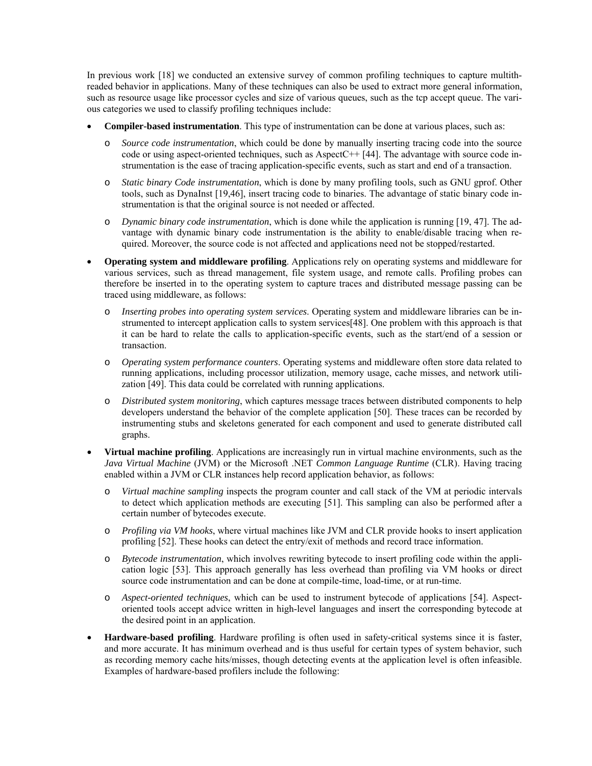In previous work [18] we conducted an extensive survey of common profiling techniques to capture multithreaded behavior in applications. Many of these techniques can also be used to extract more general information, such as resource usage like processor cycles and size of various queues, such as the tcp accept queue. The various categories we used to classify profiling techniques include:

- **Compiler-based instrumentation**. This type of instrumentation can be done at various places, such as:
  - *Source code instrumentation*, which could be done by manually inserting tracing code into the source code or using aspect-oriented techniques, such as AspectC++ [44]. The advantage with source code instrumentation is the ease of tracing application-specific events, such as start and end of a transaction.
  - *Static binary Code instrumentation*, which is done by many profiling tools, such as GNU gprof. Other tools, such as DynaInst [19,46], insert tracing code to binaries. The advantage of static binary code instrumentation is that the original source is not needed or affected.
  - *Dynamic binary code instrumentation*, which is done while the application is running [19, 47]. The advantage with dynamic binary code instrumentation is the ability to enable/disable tracing when required. Moreover, the source code is not affected and applications need not be stopped/restarted.
- **Operating system and middleware profiling**. Applications rely on operating systems and middleware for various services, such as thread management, file system usage, and remote calls. Profiling probes can therefore be inserted in to the operating system to capture traces and distributed message passing can be traced using middleware, as follows:
  - *Inserting probes into operating system services*. Operating system and middleware libraries can be instrumented to intercept application calls to system services[48]. One problem with this approach is that it can be hard to relate the calls to application-specific events, such as the start/end of a session or transaction.
  - *Operating system performance counters*. Operating systems and middleware often store data related to running applications, including processor utilization, memory usage, cache misses, and network utilization [49]. This data could be correlated with running applications.
  - *Distributed system monitoring*, which captures message traces between distributed components to help developers understand the behavior of the complete application [50]. These traces can be recorded by instrumenting stubs and skeletons generated for each component and used to generate distributed call graphs.
- **Virtual machine profiling**. Applications are increasingly run in virtual machine environments, such as the *Java Virtual Machine* (JVM) or the Microsoft .NET *Common Language Runtime* (CLR). Having tracing enabled within a JVM or CLR instances help record application behavior, as follows:
  - *Virtual machine sampling* inspects the program counter and call stack of the VM at periodic intervals to detect which application methods are executing [51]. This sampling can also be performed after a certain number of bytecodes execute.
  - *Profiling via VM hooks*, where virtual machines like JVM and CLR provide hooks to insert application profiling [52]. These hooks can detect the entry/exit of methods and record trace information.
  - *Bytecode instrumentation*, which involves rewriting bytecode to insert profiling code within the application logic [53]. This approach generally has less overhead than profiling via VM hooks or direct source code instrumentation and can be done at compile-time, load-time, or at run-time.
  - *Aspect-oriented techniques*, which can be used to instrument bytecode of applications [54]. Aspect-oriented tools accept advice written in high-level languages and insert the corresponding bytecode at the desired point in an application.
- **Hardware-based profiling**. Hardware profiling is often used in safety-critical systems since it is faster, and more accurate. It has minimum overhead and is thus useful for certain types of system behavior, such as recording memory cache hits/misses, though detecting events at the application level is often infeasible. Examples of hardware-based profilers include the following: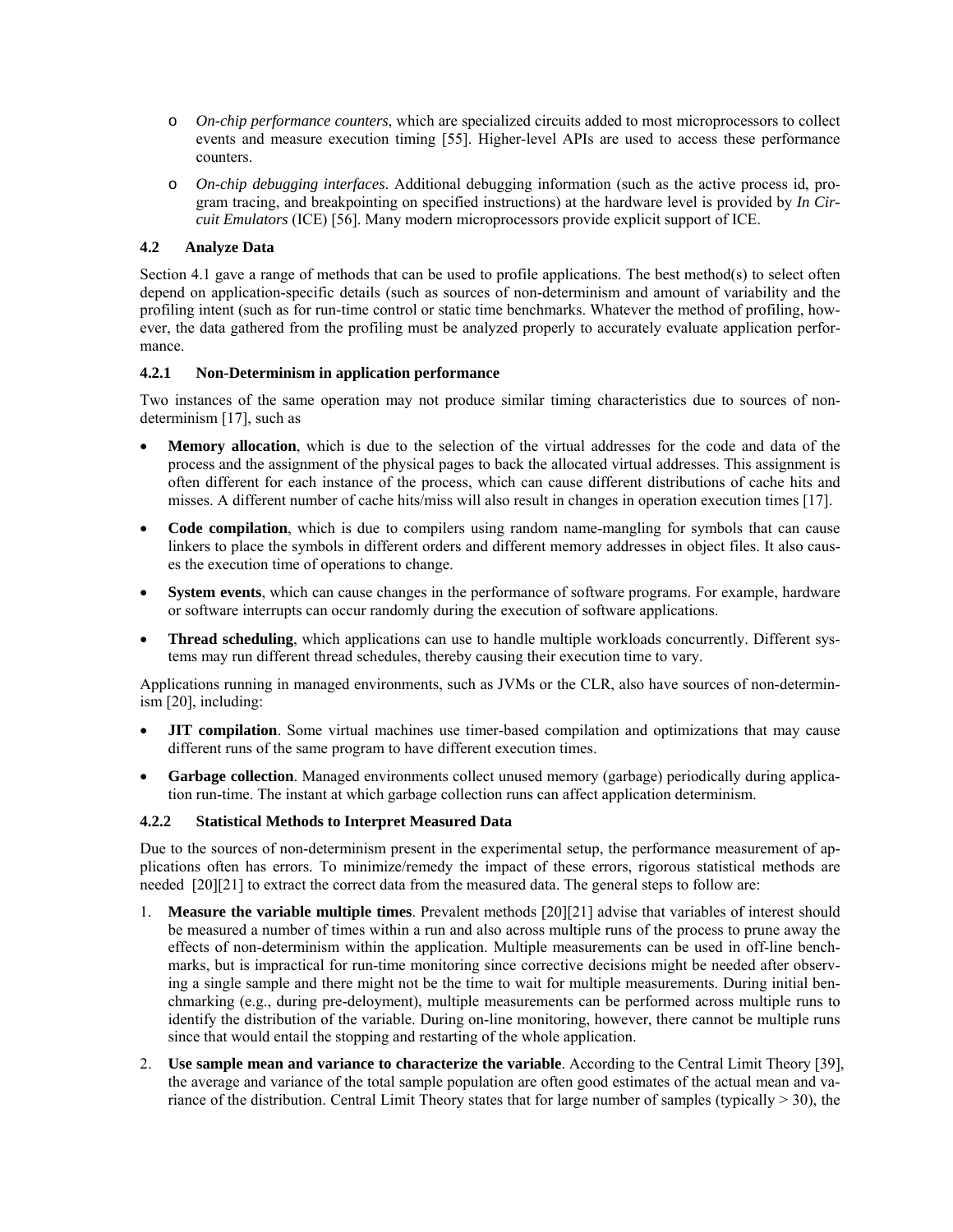- *On-chip performance counters*, which are specialized circuits added to most microprocessors to collect events and measure execution timing [55]. Higher-level APIs are used to access these performance counters.
- *On-chip debugging interfaces*. Additional debugging information (such as the active process id, program tracing, and breakpointing on specified instructions) at the hardware level is provided by *In Circuit Emulators* (ICE) [56]. Many modern microprocessors provide explicit support of ICE.

### 4.2 Analyze Data

Section 4.1 gave a range of methods that can be used to profile applications. The best method(s) to select often depend on application-specific details (such as sources of non-determinism and amount of variability and the profiling intent (such as for run-time control or static time benchmarks. Whatever the method of profiling, however, the data gathered from the profiling must be analyzed properly to accurately evaluate application performance.

#### 4.2.1 Non-Determinism in application performance

Two instances of the same operation may not produce similar timing characteristics due to sources of non-determinism [17], such as

- **Memory allocation**, which is due to the selection of the virtual addresses for the code and data of the process and the assignment of the physical pages to back the allocated virtual addresses. This assignment is often different for each instance of the process, which can cause different distributions of cache hits and misses. A different number of cache hits/miss will also result in changes in operation execution times [17].
- **Code compilation**, which is due to compilers using random name-mangling for symbols that can cause linkers to place the symbols in different orders and different memory addresses in object files. It also causes the execution time of operations to change.
- **System events**, which can cause changes in the performance of software programs. For example, hardware or software interrupts can occur randomly during the execution of software applications.
- **Thread scheduling**, which applications can use to handle multiple workloads concurrently. Different systems may run different thread schedules, thereby causing their execution time to vary.

Applications running in managed environments, such as JVMs or the CLR, also have sources of non-determinism [20], including:

- **JIT compilation**. Some virtual machines use timer-based compilation and optimizations that may cause different runs of the same program to have different execution times.
- **Garbage collection**. Managed environments collect unused memory (garbage) periodically during application run-time. The instant at which garbage collection runs can affect application determinism.

#### 4.2.2 Statistical Methods to Interpret Measured Data

Due to the sources of non-determinism present in the experimental setup, the performance measurement of applications often has errors. To minimize/remedy the impact of these errors, rigorous statistical methods are needed [20][21] to extract the correct data from the measured data. The general steps to follow are:

1. **Measure the variable multiple times**. Prevalent methods [20][21] advise that variables of interest should be measured a number of times within a run and also across multiple runs of the process to prune away the effects of non-determinism within the application. Multiple measurements can be used in off-line benchmarks, but is impractical for run-time monitoring since corrective decisions might be needed after observing a single sample and there might not be the time to wait for multiple measurements. During initial benchmarking (e.g., during pre-deloyment), multiple measurements can be performed across multiple runs to identify the distribution of the variable. During on-line monitoring, however, there cannot be multiple runs since that would entail the stopping and restarting of the whole application.
2. **Use sample mean and variance to characterize the variable**. According to the Central Limit Theory [39], the average and variance of the total sample population are often good estimates of the actual mean and variance of the distribution. Central Limit Theory states that for large number of samples (typically > 30), the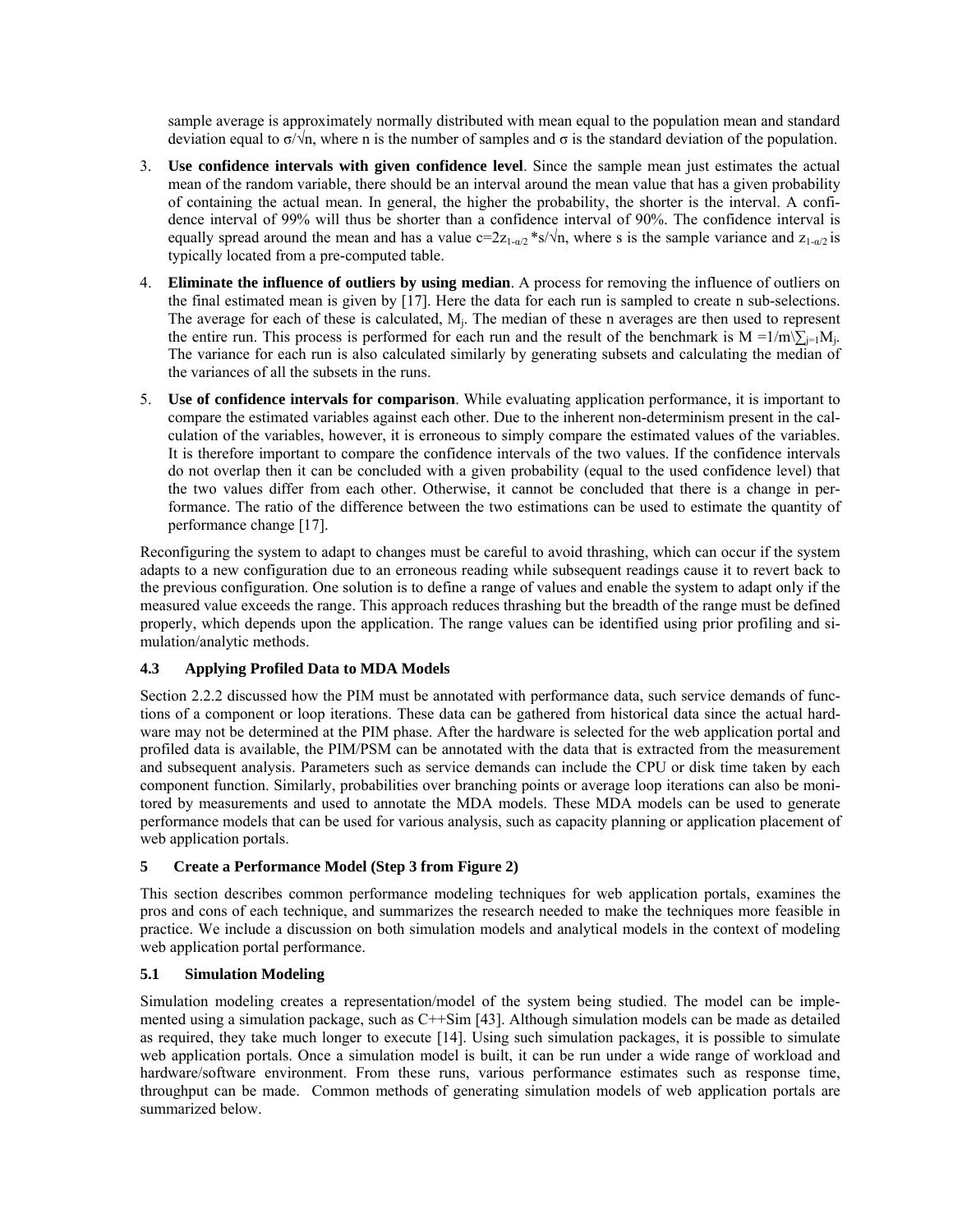sample average is approximately normally distributed with mean equal to the population mean and standard deviation equal to $\sigma/\sqrt{n}$, where n is the number of samples and $\sigma$ is the standard deviation of the population.

3. **Use confidence intervals with given confidence level**. Since the sample mean just estimates the actual mean of the random variable, there should be an interval around the mean value that has a given probability of containing the actual mean. In general, the higher the probability, the shorter is the interval. A confidence interval of 99% will thus be shorter than a confidence interval of 90%. The confidence interval is equally spread around the mean and has a value $c=2z_{1-\alpha/2}*s/\sqrt{n}$, where s is the sample variance and $z_{1-\alpha/2}$ is typically located from a pre-computed table.

4. **Eliminate the influence of outliers by using median**. A process for removing the influence of outliers on the final estimated mean is given by [17]. Here the data for each run is sampled to create n sub-selections. The average for each of these is calculated, $M_j$. The median of these n averages are then used to represent the entire run. This process is performed for each run and the result of the benchmark is $M = 1/m\sum_{j=1}M_j$. The variance for each run is also calculated similarly by generating subsets and calculating the median of the variances of all the subsets in the runs.

5. **Use of confidence intervals for comparison**. While evaluating application performance, it is important to compare the estimated variables against each other. Due to the inherent non-determinism present in the calculation of the variables, however, it is erroneous to simply compare the estimated values of the variables. It is therefore important to compare the confidence intervals of the two values. If the confidence intervals do not overlap then it can be concluded with a given probability (equal to the used confidence level) that the two values differ from each other. Otherwise, it cannot be concluded that there is a change in performance. The ratio of the difference between the two estimations can be used to estimate the quantity of performance change [17].

Reconfiguring the system to adapt to changes must be careful to avoid thrashing, which can occur if the system adapts to a new configuration due to an erroneous reading while subsequent readings cause it to revert back to the previous configuration. One solution is to define a range of values and enable the system to adapt only if the measured value exceeds the range. This approach reduces thrashing but the breadth of the range must be defined properly, which depends upon the application. The range values can be identified using prior profiling and simulation/analytic methods.

### 4.3 Applying Profiled Data to MDA Models

Section 2.2.2 discussed how the PIM must be annotated with performance data, such service demands of functions of a component or loop iterations. These data can be gathered from historical data since the actual hardware may not be determined at the PIM phase. After the hardware is selected for the web application portal and profiled data is available, the PIM/PSM can be annotated with the data that is extracted from the measurement and subsequent analysis. Parameters such as service demands can include the CPU or disk time taken by each component function. Similarly, probabilities over branching points or average loop iterations can also be monitored by measurements and used to annotate the MDA models. These MDA models can be used to generate performance models that can be used for various analysis, such as capacity planning or application placement of web application portals.

## 5 Create a Performance Model (Step 3 from Figure 2)

This section describes common performance modeling techniques for web application portals, examines the pros and cons of each technique, and summarizes the research needed to make the techniques more feasible in practice. We include a discussion on both simulation models and analytical models in the context of modeling web application portal performance.

### 5.1 Simulation Modeling

Simulation modeling creates a representation/model of the system being studied. The model can be implemented using a simulation package, such as C++Sim [43]. Although simulation models can be made as detailed as required, they take much longer to execute [14]. Using such simulation packages, it is possible to simulate web application portals. Once a simulation model is built, it can be run under a wide range of workload and hardware/software environment. From these runs, various performance estimates such as response time, throughput can be made. Common methods of generating simulation models of web application portals are summarized below.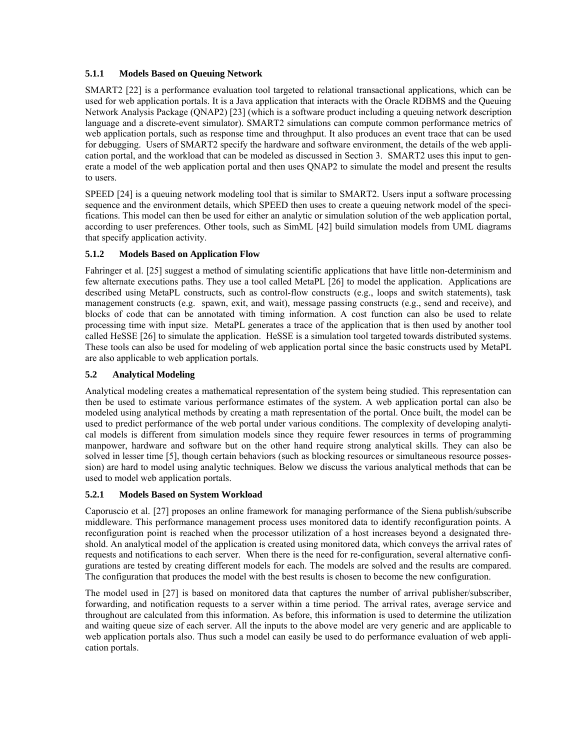#### 5.1.1 Models Based on Queuing Network

SMART2 [22] is a performance evaluation tool targeted to relational transactional applications, which can be used for web application portals. It is a Java application that interacts with the Oracle RDBMS and the Queuing Network Analysis Package (QNAP2) [23] (which is a software product including a queuing network description language and a discrete-event simulator). SMART2 simulations can compute common performance metrics of web application portals, such as response time and throughput. It also produces an event trace that can be used for debugging. Users of SMART2 specify the hardware and software environment, the details of the web application portal, and the workload that can be modeled as discussed in Section 3. SMART2 uses this input to generate a model of the web application portal and then uses QNAP2 to simulate the model and present the results to users.

SPEED [24] is a queuing network modeling tool that is similar to SMART2. Users input a software processing sequence and the environment details, which SPEED then uses to create a queuing network model of the specifications. This model can then be used for either an analytic or simulation solution of the web application portal, according to user preferences. Other tools, such as SimML [42] build simulation models from UML diagrams that specify application activity.

#### 5.1.2 Models Based on Application Flow

Fahringer et al. [25] suggest a method of simulating scientific applications that have little non-determinism and few alternate executions paths. They use a tool called MetaPL [26] to model the application. Applications are described using MetaPL constructs, such as control-flow constructs (e.g., loops and switch statements), task management constructs (e.g. spawn, exit, and wait), message passing constructs (e.g., send and receive), and blocks of code that can be annotated with timing information. A cost function can also be used to relate processing time with input size. MetaPL generates a trace of the application that is then used by another tool called HeSSE [26] to simulate the application. HeSSE is a simulation tool targeted towards distributed systems. These tools can also be used for modeling of web application portal since the basic constructs used by MetaPL are also applicable to web application portals.

### 5.2 Analytical Modeling

Analytical modeling creates a mathematical representation of the system being studied. This representation can then be used to estimate various performance estimates of the system. A web application portal can also be modeled using analytical methods by creating a math representation of the portal. Once built, the model can be used to predict performance of the web portal under various conditions. The complexity of developing analytical models is different from simulation models since they require fewer resources in terms of programming manpower, hardware and software but on the other hand require strong analytical skills. They can also be solved in lesser time [5], though certain behaviors (such as blocking resources or simultaneous resource possession) are hard to model using analytic techniques. Below we discuss the various analytical methods that can be used to model web application portals.

#### 5.2.1 Models Based on System Workload

Caporuscio et al. [27] proposes an online framework for managing performance of the Siena publish/subscribe middleware. This performance management process uses monitored data to identify reconfiguration points. A reconfiguration point is reached when the processor utilization of a host increases beyond a designated threshold. An analytical model of the application is created using monitored data, which conveys the arrival rates of requests and notifications to each server. When there is the need for re-configuration, several alternative configurations are tested by creating different models for each. The models are solved and the results are compared. The configuration that produces the model with the best results is chosen to become the new configuration.

The model used in [27] is based on monitored data that captures the number of arrival publisher/subscriber, forwarding, and notification requests to a server within a time period. The arrival rates, average service and throughout are calculated from this information. As before, this information is used to determine the utilization and waiting queue size of each server. All the inputs to the above model are very generic and are applicable to web application portals also. Thus such a model can easily be used to do performance evaluation of web application portals.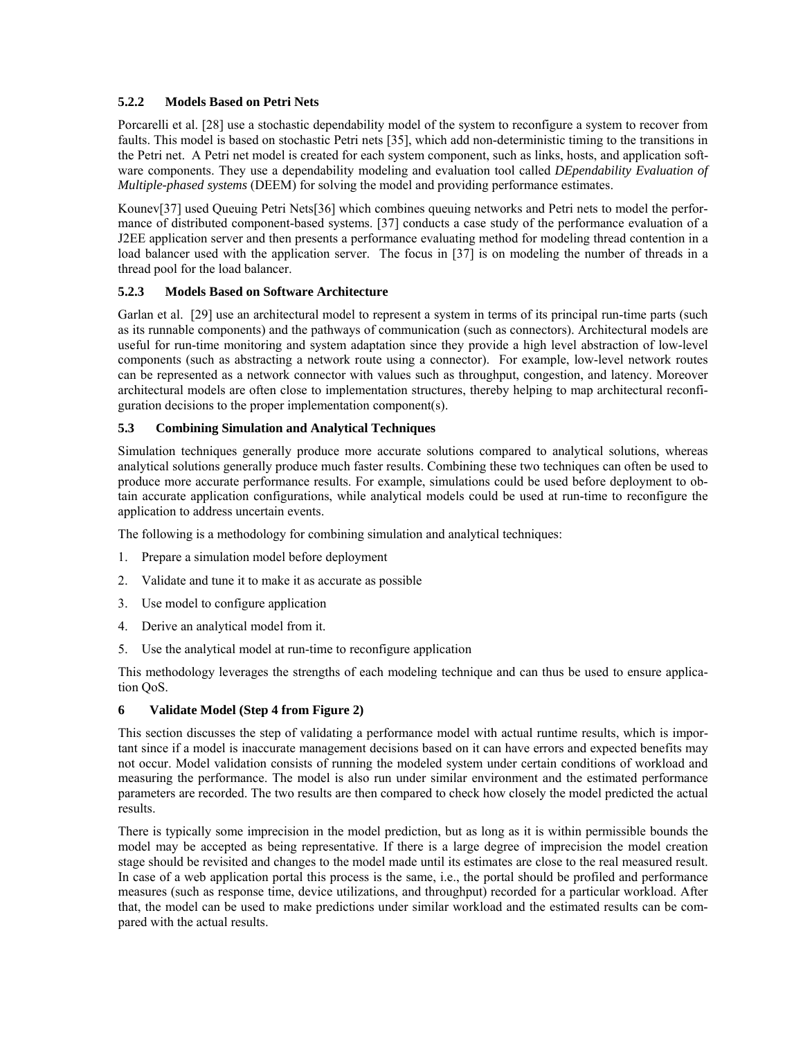#### 5.2.2 Models Based on Petri Nets

Porcarelli et al. [28] use a stochastic dependability model of the system to reconfigure a system to recover from faults. This model is based on stochastic Petri nets [35], which add non-deterministic timing to the transitions in the Petri net. A Petri net model is created for each system component, such as links, hosts, and application software components. They use a dependability modeling and evaluation tool called *DEpendability Evaluation of Multiple-phased systems* (DEEM) for solving the model and providing performance estimates.

Kounev[37] used Queuing Petri Nets[36] which combines queuing networks and Petri nets to model the performance of distributed component-based systems. [37] conducts a case study of the performance evaluation of a J2EE application server and then presents a performance evaluating method for modeling thread contention in a load balancer used with the application server. The focus in [37] is on modeling the number of threads in a thread pool for the load balancer.

#### 5.2.3 Models Based on Software Architecture

Garlan et al. [29] use an architectural model to represent a system in terms of its principal run-time parts (such as its runnable components) and the pathways of communication (such as connectors). Architectural models are useful for run-time monitoring and system adaptation since they provide a high level abstraction of low-level components (such as abstracting a network route using a connector). For example, low-level network routes can be represented as a network connector with values such as throughput, congestion, and latency. Moreover architectural models are often close to implementation structures, thereby helping to map architectural reconfiguration decisions to the proper implementation component(s).

### 5.3 Combining Simulation and Analytical Techniques

Simulation techniques generally produce more accurate solutions compared to analytical solutions, whereas analytical solutions generally produce much faster results. Combining these two techniques can often be used to produce more accurate performance results. For example, simulations could be used before deployment to obtain accurate application configurations, while analytical models could be used at run-time to reconfigure the application to address uncertain events.

The following is a methodology for combining simulation and analytical techniques:

1. Prepare a simulation model before deployment
2. Validate and tune it to make it as accurate as possible
3. Use model to configure application
4. Derive an analytical model from it.
5. Use the analytical model at run-time to reconfigure application

This methodology leverages the strengths of each modeling technique and can thus be used to ensure application QoS.

## 6 Validate Model (Step 4 from Figure 2)

This section discusses the step of validating a performance model with actual runtime results, which is important since if a model is inaccurate management decisions based on it can have errors and expected benefits may not occur. Model validation consists of running the modeled system under certain conditions of workload and measuring the performance. The model is also run under similar environment and the estimated performance parameters are recorded. The two results are then compared to check how closely the model predicted the actual results.

There is typically some imprecision in the model prediction, but as long as it is within permissible bounds the model may be accepted as being representative. If there is a large degree of imprecision the model creation stage should be revisited and changes to the model made until its estimates are close to the real measured result. In case of a web application portal this process is the same, i.e., the portal should be profiled and performance measures (such as response time, device utilizations, and throughput) recorded for a particular workload. After that, the model can be used to make predictions under similar workload and the estimated results can be compared with the actual results.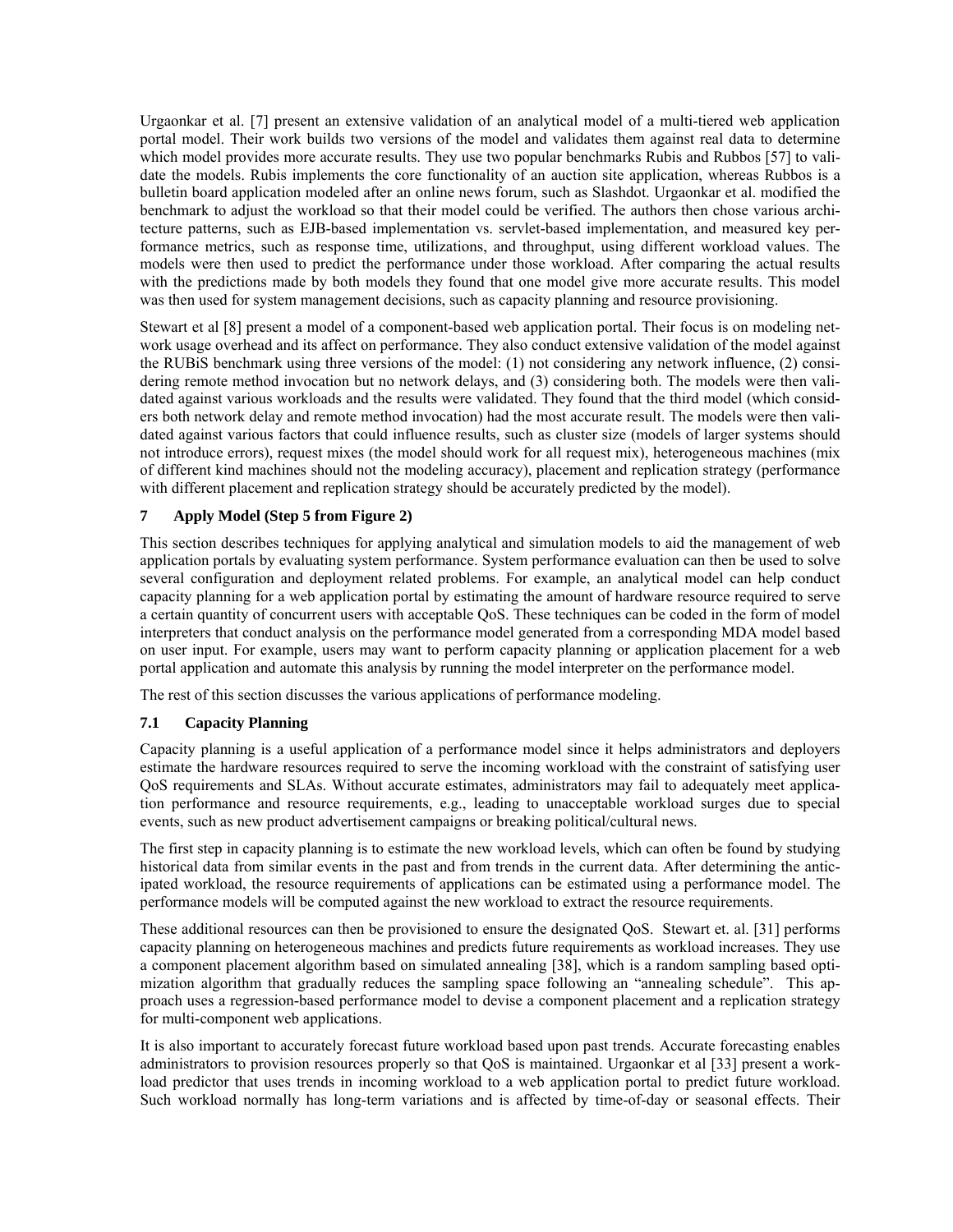Urgaonkar et al. [7] present an extensive validation of an analytical model of a multi-tiered web application portal model. Their work builds two versions of the model and validates them against real data to determine which model provides more accurate results. They use two popular benchmarks Rubis and Rubbos [57] to validate the models. Rubis implements the core functionality of an auction site application, whereas Rubbos is a bulletin board application modeled after an online news forum, such as Slashdot. Urgaonkar et al. modified the benchmark to adjust the workload so that their model could be verified. The authors then chose various architecture patterns, such as EJB-based implementation vs. servlet-based implementation, and measured key performance metrics, such as response time, utilizations, and throughput, using different workload values. The models were then used to predict the performance under those workload. After comparing the actual results with the predictions made by both models they found that one model give more accurate results. This model was then used for system management decisions, such as capacity planning and resource provisioning.

Stewart et al [8] present a model of a component-based web application portal. Their focus is on modeling network usage overhead and its affect on performance. They also conduct extensive validation of the model against the RUBiS benchmark using three versions of the model: (1) not considering any network influence, (2) considering remote method invocation but no network delays, and (3) considering both. The models were then validated against various workloads and the results were validated. They found that the third model (which considers both network delay and remote method invocation) had the most accurate result. The models were then validated against various factors that could influence results, such as cluster size (models of larger systems should not introduce errors), request mixes (the model should work for all request mix), heterogeneous machines (mix of different kind machines should not the modeling accuracy), placement and replication strategy (performance with different placement and replication strategy should be accurately predicted by the model).

## 7 Apply Model (Step 5 from Figure 2)

This section describes techniques for applying analytical and simulation models to aid the management of web application portals by evaluating system performance. System performance evaluation can then be used to solve several configuration and deployment related problems. For example, an analytical model can help conduct capacity planning for a web application portal by estimating the amount of hardware resource required to serve a certain quantity of concurrent users with acceptable QoS. These techniques can be coded in the form of model interpreters that conduct analysis on the performance model generated from a corresponding MDA model based on user input. For example, users may want to perform capacity planning or application placement for a web portal application and automate this analysis by running the model interpreter on the performance model.

The rest of this section discusses the various applications of performance modeling.

### 7.1 Capacity Planning

Capacity planning is a useful application of a performance model since it helps administrators and deployers estimate the hardware resources required to serve the incoming workload with the constraint of satisfying user QoS requirements and SLAs. Without accurate estimates, administrators may fail to adequately meet application performance and resource requirements, e.g., leading to unacceptable workload surges due to special events, such as new product advertisement campaigns or breaking political/cultural news.

The first step in capacity planning is to estimate the new workload levels, which can often be found by studying historical data from similar events in the past and from trends in the current data. After determining the anticipated workload, the resource requirements of applications can be estimated using a performance model. The performance models will be computed against the new workload to extract the resource requirements.

These additional resources can then be provisioned to ensure the designated QoS. Stewart et. al. [31] performs capacity planning on heterogeneous machines and predicts future requirements as workload increases. They use a component placement algorithm based on simulated annealing [38], which is a random sampling based optimization algorithm that gradually reduces the sampling space following an "annealing schedule". This approach uses a regression-based performance model to devise a component placement and a replication strategy for multi-component web applications.

It is also important to accurately forecast future workload based upon past trends. Accurate forecasting enables administrators to provision resources properly so that QoS is maintained. Urgaonkar et al [33] present a workload predictor that uses trends in incoming workload to a web application portal to predict future workload. Such workload normally has long-term variations and is affected by time-of-day or seasonal effects. Their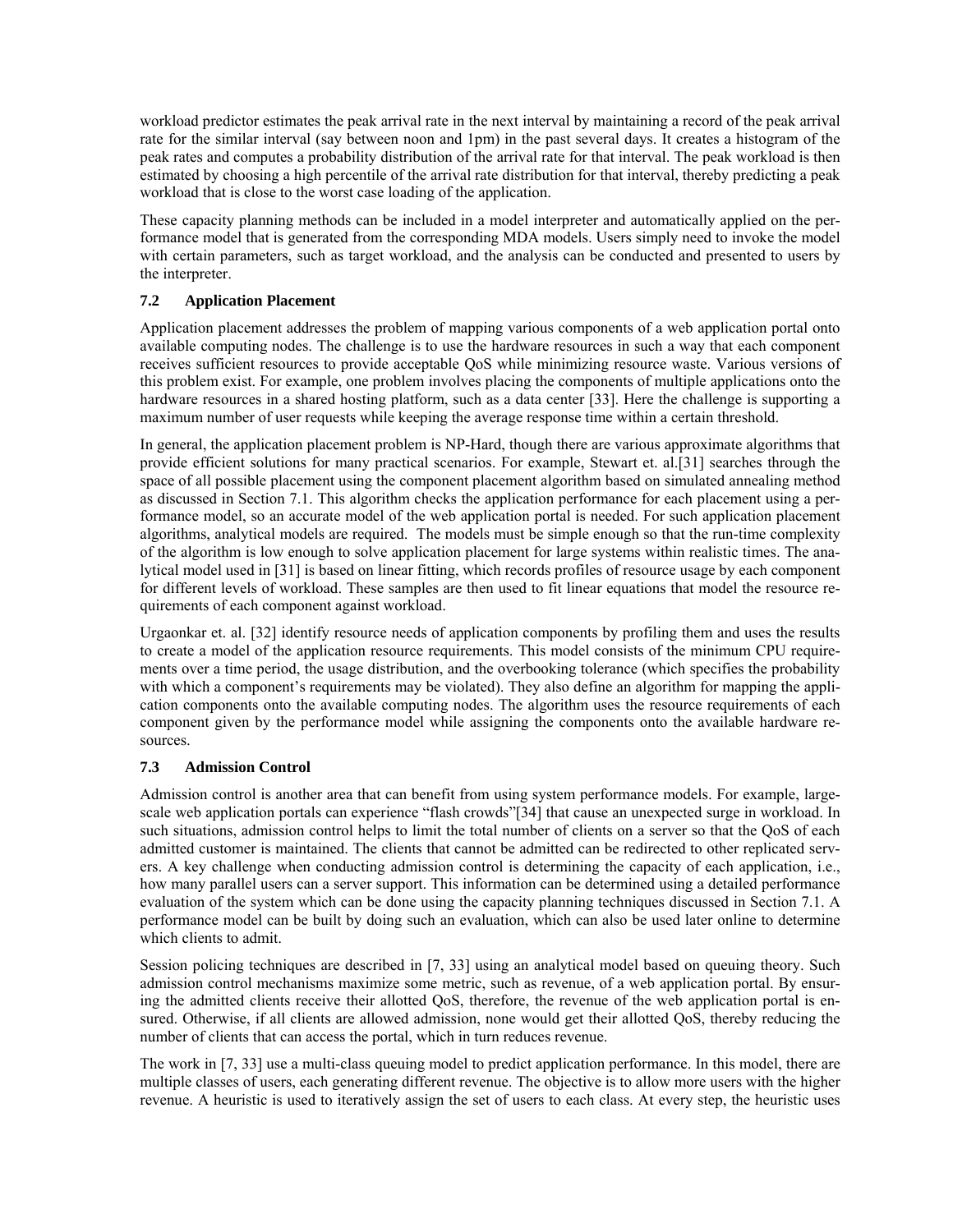workload predictor estimates the peak arrival rate in the next interval by maintaining a record of the peak arrival rate for the similar interval (say between noon and 1pm) in the past several days. It creates a histogram of the peak rates and computes a probability distribution of the arrival rate for that interval. The peak workload is then estimated by choosing a high percentile of the arrival rate distribution for that interval, thereby predicting a peak workload that is close to the worst case loading of the application.

These capacity planning methods can be included in a model interpreter and automatically applied on the performance model that is generated from the corresponding MDA models. Users simply need to invoke the model with certain parameters, such as target workload, and the analysis can be conducted and presented to users by the interpreter.

### 7.2 Application Placement

Application placement addresses the problem of mapping various components of a web application portal onto available computing nodes. The challenge is to use the hardware resources in such a way that each component receives sufficient resources to provide acceptable QoS while minimizing resource waste. Various versions of this problem exist. For example, one problem involves placing the components of multiple applications onto the hardware resources in a shared hosting platform, such as a data center [33]. Here the challenge is supporting a maximum number of user requests while keeping the average response time within a certain threshold.

In general, the application placement problem is NP-Hard, though there are various approximate algorithms that provide efficient solutions for many practical scenarios. For example, Stewart et. al.[31] searches through the space of all possible placement using the component placement algorithm based on simulated annealing method as discussed in Section 7.1. This algorithm checks the application performance for each placement using a performance model, so an accurate model of the web application portal is needed. For such application placement algorithms, analytical models are required. The models must be simple enough so that the run-time complexity of the algorithm is low enough to solve application placement for large systems within realistic times. The analytical model used in [31] is based on linear fitting, which records profiles of resource usage by each component for different levels of workload. These samples are then used to fit linear equations that model the resource requirements of each component against workload.

Urgaonkar et. al. [32] identify resource needs of application components by profiling them and uses the results to create a model of the application resource requirements. This model consists of the minimum CPU requirements over a time period, the usage distribution, and the overbooking tolerance (which specifies the probability with which a component's requirements may be violated). They also define an algorithm for mapping the application components onto the available computing nodes. The algorithm uses the resource requirements of each component given by the performance model while assigning the components onto the available hardware resources.

### 7.3 Admission Control

Admission control is another area that can benefit from using system performance models. For example, large-scale web application portals can experience "flash crowds"[34] that cause an unexpected surge in workload. In such situations, admission control helps to limit the total number of clients on a server so that the QoS of each admitted customer is maintained. The clients that cannot be admitted can be redirected to other replicated servers. A key challenge when conducting admission control is determining the capacity of each application, i.e., how many parallel users can a server support. This information can be determined using a detailed performance evaluation of the system which can be done using the capacity planning techniques discussed in Section 7.1. A performance model can be built by doing such an evaluation, which can also be used later online to determine which clients to admit.

Session policing techniques are described in [7, 33] using an analytical model based on queuing theory. Such admission control mechanisms maximize some metric, such as revenue, of a web application portal. By ensuring the admitted clients receive their allotted QoS, therefore, the revenue of the web application portal is ensured. Otherwise, if all clients are allowed admission, none would get their allotted QoS, thereby reducing the number of clients that can access the portal, which in turn reduces revenue.

The work in [7, 33] use a multi-class queuing model to predict application performance. In this model, there are multiple classes of users, each generating different revenue. The objective is to allow more users with the higher revenue. A heuristic is used to iteratively assign the set of users to each class. At every step, the heuristic uses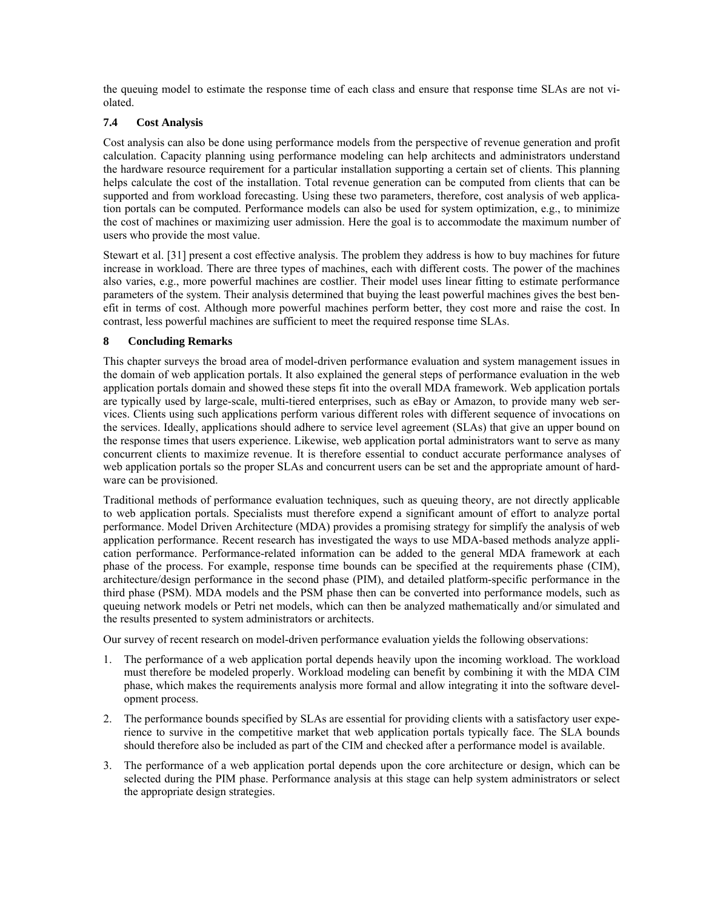the queuing model to estimate the response time of each class and ensure that response time SLAs are not violated.

### 7.4 Cost Analysis

Cost analysis can also be done using performance models from the perspective of revenue generation and profit calculation. Capacity planning using performance modeling can help architects and administrators understand the hardware resource requirement for a particular installation supporting a certain set of clients. This planning helps calculate the cost of the installation. Total revenue generation can be computed from clients that can be supported and from workload forecasting. Using these two parameters, therefore, cost analysis of web application portals can be computed. Performance models can also be used for system optimization, e.g., to minimize the cost of machines or maximizing user admission. Here the goal is to accommodate the maximum number of users who provide the most value.

Stewart et al. [31] present a cost effective analysis. The problem they address is how to buy machines for future increase in workload. There are three types of machines, each with different costs. The power of the machines also varies, e.g., more powerful machines are costlier. Their model uses linear fitting to estimate performance parameters of the system. Their analysis determined that buying the least powerful machines gives the best benefit in terms of cost. Although more powerful machines perform better, they cost more and raise the cost. In contrast, less powerful machines are sufficient to meet the required response time SLAs.

## 8 Concluding Remarks

This chapter surveys the broad area of model-driven performance evaluation and system management issues in the domain of web application portals. It also explained the general steps of performance evaluation in the web application portals domain and showed these steps fit into the overall MDA framework. Web application portals are typically used by large-scale, multi-tiered enterprises, such as eBay or Amazon, to provide many web services. Clients using such applications perform various different roles with different sequence of invocations on the services. Ideally, applications should adhere to service level agreement (SLAs) that give an upper bound on the response times that users experience. Likewise, web application portal administrators want to serve as many concurrent clients to maximize revenue. It is therefore essential to conduct accurate performance analyses of web application portals so the proper SLAs and concurrent users can be set and the appropriate amount of hardware can be provisioned.

Traditional methods of performance evaluation techniques, such as queuing theory, are not directly applicable to web application portals. Specialists must therefore expend a significant amount of effort to analyze portal performance. Model Driven Architecture (MDA) provides a promising strategy for simplify the analysis of web application performance. Recent research has investigated the ways to use MDA-based methods analyze application performance. Performance-related information can be added to the general MDA framework at each phase of the process. For example, response time bounds can be specified at the requirements phase (CIM), architecture/design performance in the second phase (PIM), and detailed platform-specific performance in the third phase (PSM). MDA models and the PSM phase then can be converted into performance models, such as queuing network models or Petri net models, which can then be analyzed mathematically and/or simulated and the results presented to system administrators or architects.

Our survey of recent research on model-driven performance evaluation yields the following observations:

1. The performance of a web application portal depends heavily upon the incoming workload. The workload must therefore be modeled properly. Workload modeling can benefit by combining it with the MDA CIM phase, which makes the requirements analysis more formal and allow integrating it into the software development process.

2. The performance bounds specified by SLAs are essential for providing clients with a satisfactory user experience to survive in the competitive market that web application portals typically face. The SLA bounds should therefore also be included as part of the CIM and checked after a performance model is available.

3. The performance of a web application portal depends upon the core architecture or design, which can be selected during the PIM phase. Performance analysis at this stage can help system administrators or select the appropriate design strategies.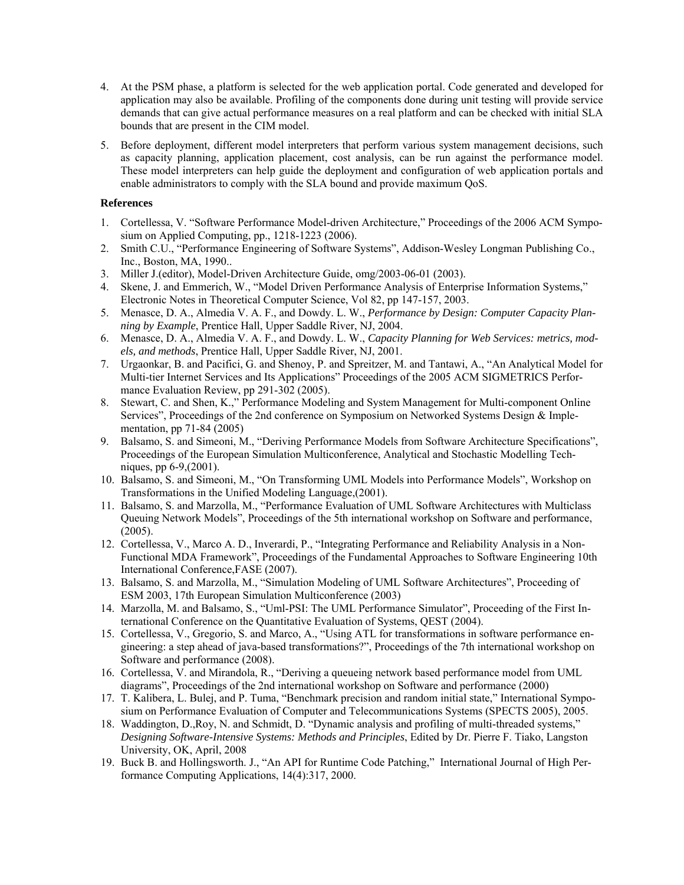4. At the PSM phase, a platform is selected for the web application portal. Code generated and developed for application may also be available. Profiling of the components done during unit testing will provide service demands that can give actual performance measures on a real platform and can be checked with initial SLA bounds that are present in the CIM model.

5. Before deployment, different model interpreters that perform various system management decisions, such as capacity planning, application placement, cost analysis, can be run against the performance model. These model interpreters can help guide the deployment and configuration of web application portals and enable administrators to comply with the SLA bound and provide maximum QoS.

**References**

1. Cortellessa, V. "Software Performance Model-driven Architecture," Proceedings of the 2006 ACM Symposium on Applied Computing, pp., 1218-1223 (2006).
2. Smith C.U., "Performance Engineering of Software Systems", Addison-Wesley Longman Publishing Co., Inc., Boston, MA, 1990..
3. Miller J.(editor), Model-Driven Architecture Guide, omg/2003-06-01 (2003).
4. Skene, J. and Emmerich, W., "Model Driven Performance Analysis of Enterprise Information Systems," Electronic Notes in Theoretical Computer Science, Vol 82, pp 147-157, 2003.
5. Menasce, D. A., Almedia V. A. F., and Dowdy. L. W., *Performance by Design: Computer Capacity Planning by Example*, Prentice Hall, Upper Saddle River, NJ, 2004.
6. Menasce, D. A., Almedia V. A. F., and Dowdy. L. W., *Capacity Planning for Web Services: metrics, models, and methods*, Prentice Hall, Upper Saddle River, NJ, 2001.
7. Urgaonkar, B. and Pacifici, G. and Shenoy, P. and Spreitzer, M. and Tantawi, A., "An Analytical Model for Multi-tier Internet Services and Its Applications" Proceedings of the 2005 ACM SIGMETRICS Performance Evaluation Review, pp 291-302 (2005).
8. Stewart, C. and Shen, K.," Performance Modeling and System Management for Multi-component Online Services", Proceedings of the 2nd conference on Symposium on Networked Systems Design & Implementation, pp 71-84 (2005)
9. Balsamo, S. and Simeoni, M., "Deriving Performance Models from Software Architecture Specifications", Proceedings of the European Simulation Multiconference, Analytical and Stochastic Modelling Techniques, pp 6-9,(2001).
10. Balsamo, S. and Simeoni, M., "On Transforming UML Models into Performance Models", Workshop on Transformations in the Unified Modeling Language,(2001).
11. Balsamo, S. and Marzolla, M., "Performance Evaluation of UML Software Architectures with Multiclass Queuing Network Models", Proceedings of the 5th international workshop on Software and performance, (2005).
12. Cortellessa, V., Marco A. D., Inverardi, P., "Integrating Performance and Reliability Analysis in a Non-Functional MDA Framework", Proceedings of the Fundamental Approaches to Software Engineering 10th International Conference,FASE (2007).
13. Balsamo, S. and Marzolla, M., "Simulation Modeling of UML Software Architectures", Proceeding of ESM 2003, 17th European Simulation Multiconference (2003)
14. Marzolla, M. and Balsamo, S., "Uml-PSI: The UML Performance Simulator", Proceeding of the First International Conference on the Quantitative Evaluation of Systems, QEST (2004).
15. Cortellessa, V., Gregorio, S. and Marco, A., "Using ATL for transformations in software performance engineering: a step ahead of java-based transformations?", Proceedings of the 7th international workshop on Software and performance (2008).
16. Cortellessa, V. and Mirandola, R., "Deriving a queueing network based performance model from UML diagrams", Proceedings of the 2nd international workshop on Software and performance (2000)
17. T. Kalibera, L. Bulej, and P. Tuma, "Benchmark precision and random initial state," International Symposium on Performance Evaluation of Computer and Telecommunications Systems (SPECTS 2005), 2005.
18. Waddington, D.,Roy, N. and Schmidt, D. "Dynamic analysis and profiling of multi-threaded systems," *Designing Software-Intensive Systems: Methods and Principles*, Edited by Dr. Pierre F. Tiako, Langston University, OK, April, 2008
19. Buck B. and Hollingsworth. J., "An API for Runtime Code Patching," International Journal of High Performance Computing Applications, 14(4):317, 2000.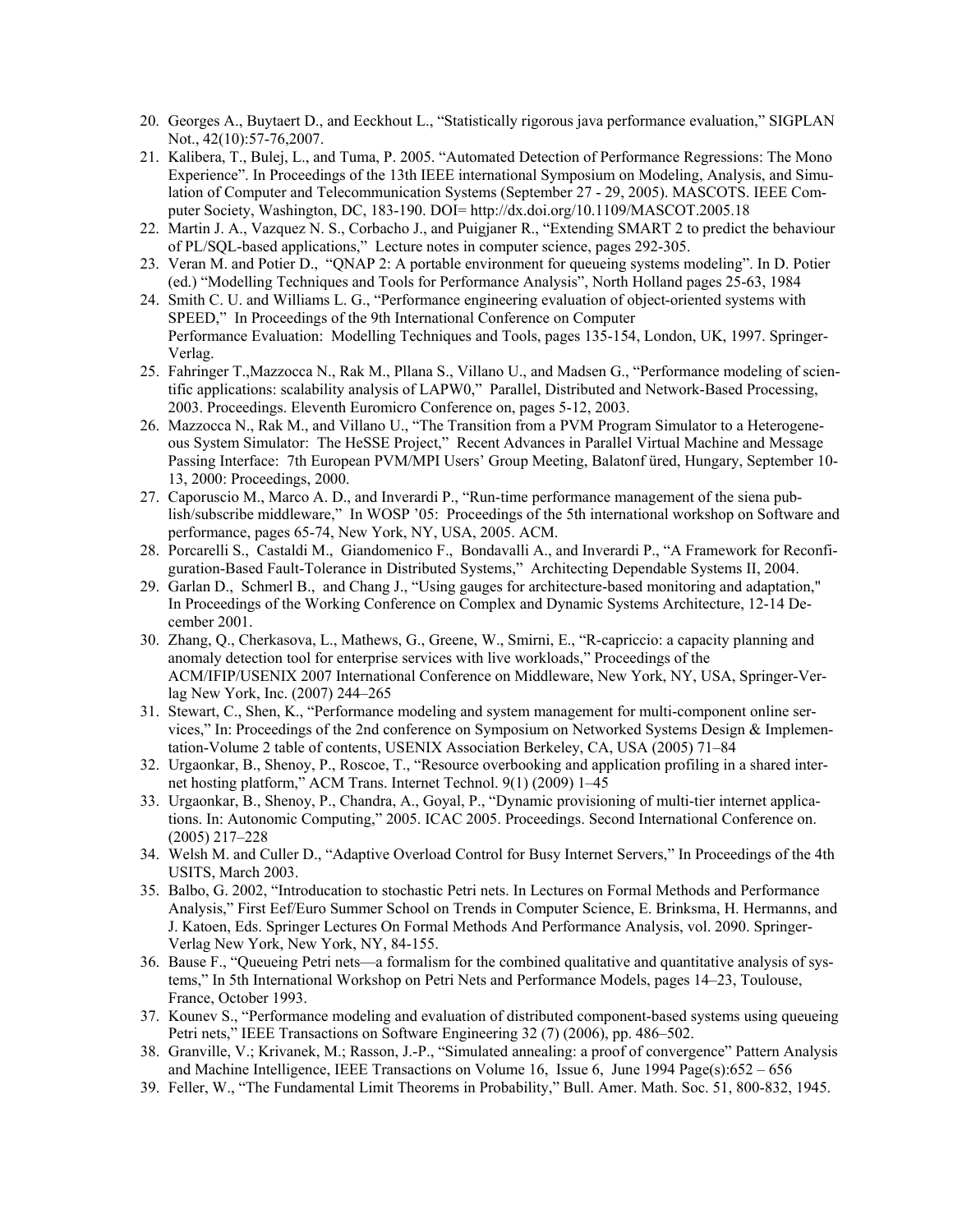20. Georges A., Buytaert D., and Eeckhout L., "Statistically rigorous java performance evaluation," SIGPLAN Not., 42(10):57-76,2007.
21. Kalibera, T., Bulej, L., and Tuma, P. 2005. "Automated Detection of Performance Regressions: The Mono Experience". In Proceedings of the 13th IEEE international Symposium on Modeling, Analysis, and Simulation of Computer and Telecommunication Systems (September 27 - 29, 2005). MASCOTS. IEEE Computer Society, Washington, DC, 183-190. DOI= http://dx.doi.org/10.1109/MASCOT.2005.18
22. Martin J. A., Vazquez N. S., Corbacho J., and Puigjaner R., "Extending SMART 2 to predict the behaviour of PL/SQL-based applications," Lecture notes in computer science, pages 292-305.
23. Veran M. and Potier D., "QNAP 2: A portable environment for queueing systems modeling". In D. Potier (ed.) "Modelling Techniques and Tools for Performance Analysis", North Holland pages 25-63, 1984
24. Smith C. U. and Williams L. G., "Performance engineering evaluation of object-oriented systems with SPEED," In Proceedings of the 9th International Conference on Computer Performance Evaluation: Modelling Techniques and Tools, pages 135-154, London, UK, 1997. Springer-Verlag.
25. Fahringer T.,Mazzocca N., Rak M., Pllana S., Villano U., and Madsen G., "Performance modeling of scientific applications: scalability analysis of LAPW0," Parallel, Distributed and Network-Based Processing, 2003. Proceedings. Eleventh Euromicro Conference on, pages 5-12, 2003.
26. Mazzocca N., Rak M., and Villano U., "The Transition from a PVM Program Simulator to a Heterogeneous System Simulator: The HeSSE Project," Recent Advances in Parallel Virtual Machine and Message Passing Interface: 7th European PVM/MPI Users' Group Meeting, Balatonf üred, Hungary, September 10-13, 2000: Proceedings, 2000.
27. Caporuscio M., Marco A. D., and Inverardi P., "Run-time performance management of the siena publish/subscribe middleware," In WOSP '05: Proceedings of the 5th international workshop on Software and performance, pages 65-74, New York, NY, USA, 2005. ACM.
28. Porcarelli S., Castaldi M., Giandomenico F., Bondavalli A., and Inverardi P., "A Framework for Reconfiguration-Based Fault-Tolerance in Distributed Systems," Architecting Dependable Systems II, 2004.
29. Garlan D., Schmerl B., and Chang J., "Using gauges for architecture-based monitoring and adaptation," In Proceedings of the Working Conference on Complex and Dynamic Systems Architecture, 12-14 December 2001.
30. Zhang, Q., Cherkasova, L., Mathews, G., Greene, W., Smirni, E., "R-capriccio: a capacity planning and anomaly detection tool for enterprise services with live workloads," Proceedings of the ACM/IFIP/USENIX 2007 International Conference on Middleware, New York, NY, USA, Springer-Verlag New York, Inc. (2007) 244–265
31. Stewart, C., Shen, K., "Performance modeling and system management for multi-component online services," In: Proceedings of the 2nd conference on Symposium on Networked Systems Design & Implementation-Volume 2 table of contents, USENIX Association Berkeley, CA, USA (2005) 71–84
32. Urgaonkar, B., Shenoy, P., Roscoe, T., "Resource overbooking and application profiling in a shared internet hosting platform," ACM Trans. Internet Technol. 9(1) (2009) 1–45
33. Urgaonkar, B., Shenoy, P., Chandra, A., Goyal, P., "Dynamic provisioning of multi-tier internet applications. In: Autonomic Computing," 2005. ICAC 2005. Proceedings. Second International Conference on. (2005) 217–228
34. Welsh M. and Culler D., "Adaptive Overload Control for Busy Internet Servers," In Proceedings of the 4th USITS, March 2003.
35. Balbo, G. 2002, "Introducation to stochastic Petri nets. In Lectures on Formal Methods and Performance Analysis," First Eef/Euro Summer School on Trends in Computer Science, E. Brinksma, H. Hermanns, and J. Katoen, Eds. Springer Lectures On Formal Methods And Performance Analysis, vol. 2090. Springer-Verlag New York, New York, NY, 84-155.
36. Bause F., "Queueing Petri nets—a formalism for the combined qualitative and quantitative analysis of systems," In 5th International Workshop on Petri Nets and Performance Models, pages 14–23, Toulouse, France, October 1993.
37. Kounev S., "Performance modeling and evaluation of distributed component-based systems using queueing Petri nets," IEEE Transactions on Software Engineering 32 (7) (2006), pp. 486–502.
38. Granville, V.; Krivanek, M.; Rasson, J.-P., "Simulated annealing: a proof of convergence" Pattern Analysis and Machine Intelligence, IEEE Transactions on Volume 16, Issue 6, June 1994 Page(s):652 – 656
39. Feller, W., "The Fundamental Limit Theorems in Probability," Bull. Amer. Math. Soc. 51, 800-832, 1945.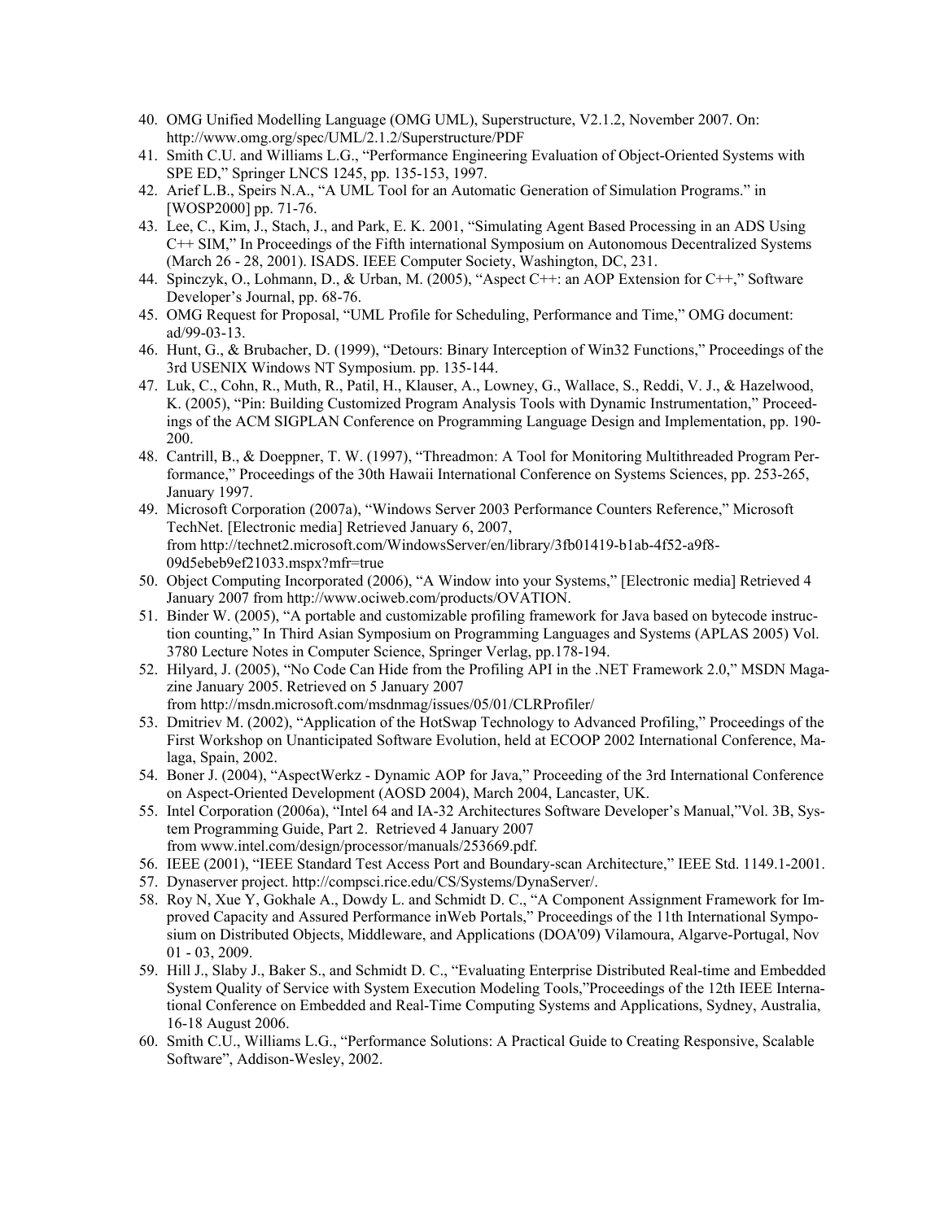40. OMG Unified Modelling Language (OMG UML), Superstructure, V2.1.2, November 2007. On: http://www.omg.org/spec/UML/2.1.2/Superstructure/PDF
41. Smith C.U. and Williams L.G., "Performance Engineering Evaluation of Object-Oriented Systems with SPE ED," Springer LNCS 1245, pp. 135-153, 1997.
42. Arief L.B., Speirs N.A., "A UML Tool for an Automatic Generation of Simulation Programs." in [WOSP2000] pp. 71-76.
43. Lee, C., Kim, J., Stach, J., and Park, E. K. 2001, "Simulating Agent Based Processing in an ADS Using C++ SIM," In Proceedings of the Fifth international Symposium on Autonomous Decentralized Systems (March 26 - 28, 2001). ISADS. IEEE Computer Society, Washington, DC, 231.
44. Spinczyk, O., Lohmann, D., & Urban, M. (2005), "Aspect C++: an AOP Extension for C++," Software Developer's Journal, pp. 68-76.
45. OMG Request for Proposal, "UML Profile for Scheduling, Performance and Time," OMG document: ad/99-03-13.
46. Hunt, G., & Brubacher, D. (1999), "Detours: Binary Interception of Win32 Functions," Proceedings of the 3rd USENIX Windows NT Symposium. pp. 135-144.
47. Luk, C., Cohn, R., Muth, R., Patil, H., Klauser, A., Lowney, G., Wallace, S., Reddi, V. J., & Hazelwood, K. (2005), "Pin: Building Customized Program Analysis Tools with Dynamic Instrumentation," Proceedings of the ACM SIGPLAN Conference on Programming Language Design and Implementation, pp. 190-200.
48. Cantrill, B., & Doeppner, T. W. (1997), "Threadmon: A Tool for Monitoring Multithreaded Program Performance," Proceedings of the 30th Hawaii International Conference on Systems Sciences, pp. 253-265, January 1997.
49. Microsoft Corporation (2007a), "Windows Server 2003 Performance Counters Reference," Microsoft TechNet. [Electronic media] Retrieved January 6, 2007, from http://technet2.microsoft.com/WindowsServer/en/library/3fb01419-b1ab-4f52-a9f8-09d5ebeb9ef21033.mspx?mfr=true
50. Object Computing Incorporated (2006), "A Window into your Systems," [Electronic media] Retrieved 4 January 2007 from http://www.ociweb.com/products/OVATION.
51. Binder W. (2005), "A portable and customizable profiling framework for Java based on bytecode instruction counting," In Third Asian Symposium on Programming Languages and Systems (APLAS 2005) Vol. 3780 Lecture Notes in Computer Science, Springer Verlag, pp.178-194.
52. Hilyard, J. (2005), "No Code Can Hide from the Profiling API in the .NET Framework 2.0," MSDN Magazine January 2005. Retrieved on 5 January 2007 from http://msdn.microsoft.com/msdnmag/issues/05/01/CLRProfiler/
53. Dmitriev M. (2002), "Application of the HotSwap Technology to Advanced Profiling," Proceedings of the First Workshop on Unanticipated Software Evolution, held at ECOOP 2002 International Conference, Malaga, Spain, 2002.
54. Boner J. (2004), "AspectWerkz - Dynamic AOP for Java," Proceeding of the 3rd International Conference on Aspect-Oriented Development (AOSD 2004), March 2004, Lancaster, UK.
55. Intel Corporation (2006a), "Intel 64 and IA-32 Architectures Software Developer's Manual,"Vol. 3B, System Programming Guide, Part 2. Retrieved 4 January 2007 from www.intel.com/design/processor/manuals/253669.pdf.
56. IEEE (2001), "IEEE Standard Test Access Port and Boundary-scan Architecture," IEEE Std. 1149.1-2001.
57. Dynaserver project. http://compsci.rice.edu/CS/Systems/DynaServer/.
58. Roy N, Xue Y, Gokhale A., Dowdy L. and Schmidt D. C., "A Component Assignment Framework for Improved Capacity and Assured Performance inWeb Portals," Proceedings of the 11th International Symposium on Distributed Objects, Middleware, and Applications (DOA'09) Vilamoura, Algarve-Portugal, Nov 01 - 03, 2009.
59. Hill J., Slaby J., Baker S., and Schmidt D. C., "Evaluating Enterprise Distributed Real-time and Embedded System Quality of Service with System Execution Modeling Tools,"Proceedings of the 12th IEEE International Conference on Embedded and Real-Time Computing Systems and Applications, Sydney, Australia, 16-18 August 2006.
60. Smith C.U., Williams L.G., "Performance Solutions: A Practical Guide to Creating Responsive, Scalable Software", Addison-Wesley, 2002.